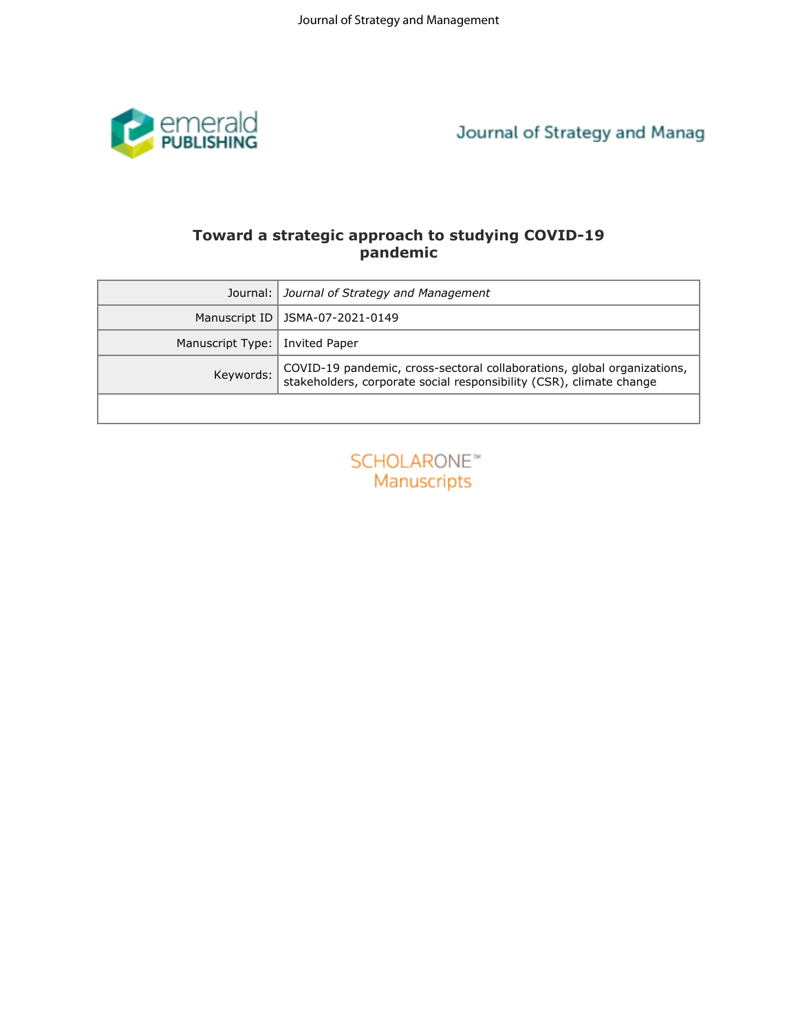# Toward a strategic approach to studying COVID-19 pandemic

| Journal: | *Journal of Strategy and Management* |
| --- | --- |
| Manuscript ID | JSMA-07-2021-0149 |
| Manuscript Type: | Invited Paper |
| Keywords: | COVID-19 pandemic, cross-sectoral collaborations, global organizations, stakeholders, corporate social responsibility (CSR), climate change |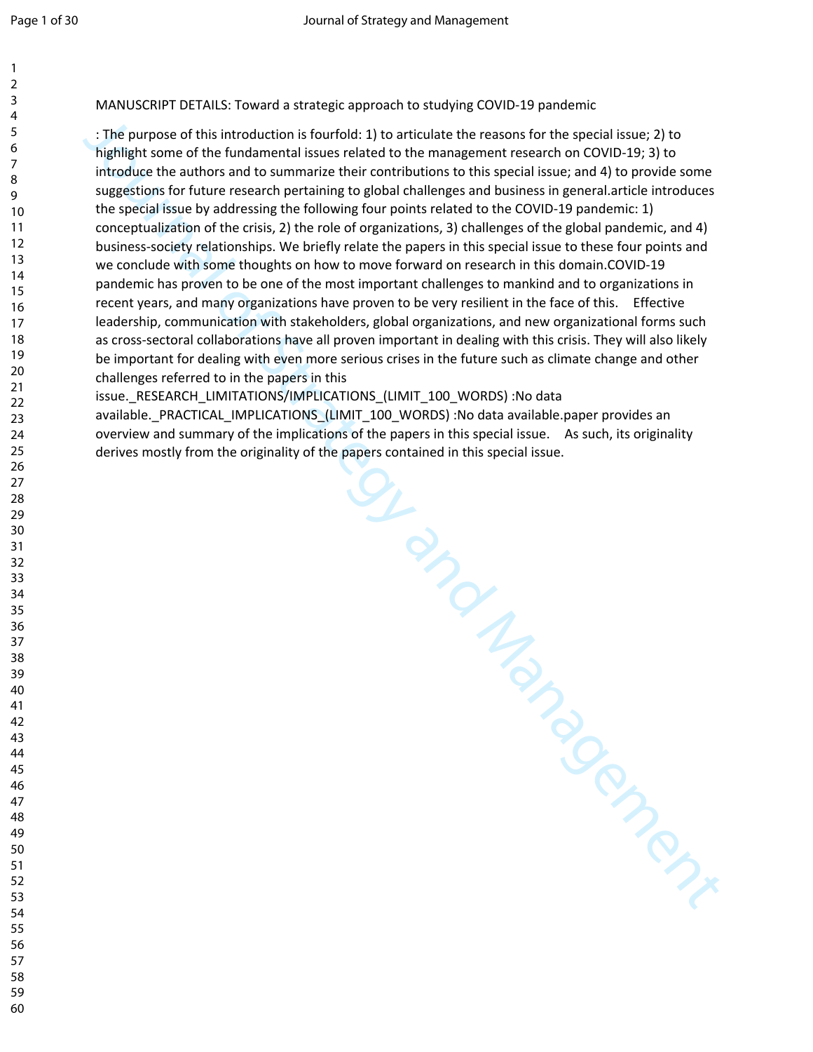MANUSCRIPT DETAILS: Toward a strategic approach to studying COVID-19 pandemic

: The purpose of this introduction is fourfold: 1) to articulate the reasons for the special issue; 2) to highlight some of the fundamental issues related to the management research on COVID-19; 3) to introduce the authors and to summarize their contributions to this special issue; and 4) to provide some suggestions for future research pertaining to global challenges and business in general.article introduces the special issue by addressing the following four points related to the COVID-19 pandemic: 1) conceptualization of the crisis, 2) the role of organizations, 3) challenges of the global pandemic, and 4) business-society relationships. We briefly relate the papers in this special issue to these four points and we conclude with some thoughts on how to move forward on research in this domain.COVID-19 pandemic has proven to be one of the most important challenges to mankind and to organizations in recent years, and many organizations have proven to be very resilient in the face of this. Effective leadership, communication with stakeholders, global organizations, and new organizational forms such as cross-sectoral collaborations have all proven important in dealing with this crisis. They will also likely be important for dealing with even more serious crises in the future such as climate change and other challenges referred to in the papers in this issue._RESEARCH_LIMITATIONS/IMPLICATIONS_(LIMIT_100_WORDS) :No data available._PRACTICAL_IMPLICATIONS_(LIMIT_100_WORDS) :No data available.paper provides an overview and summary of the implications of the papers in this special issue. As such, its originality derives mostly from the originality of the papers contained in this special issue.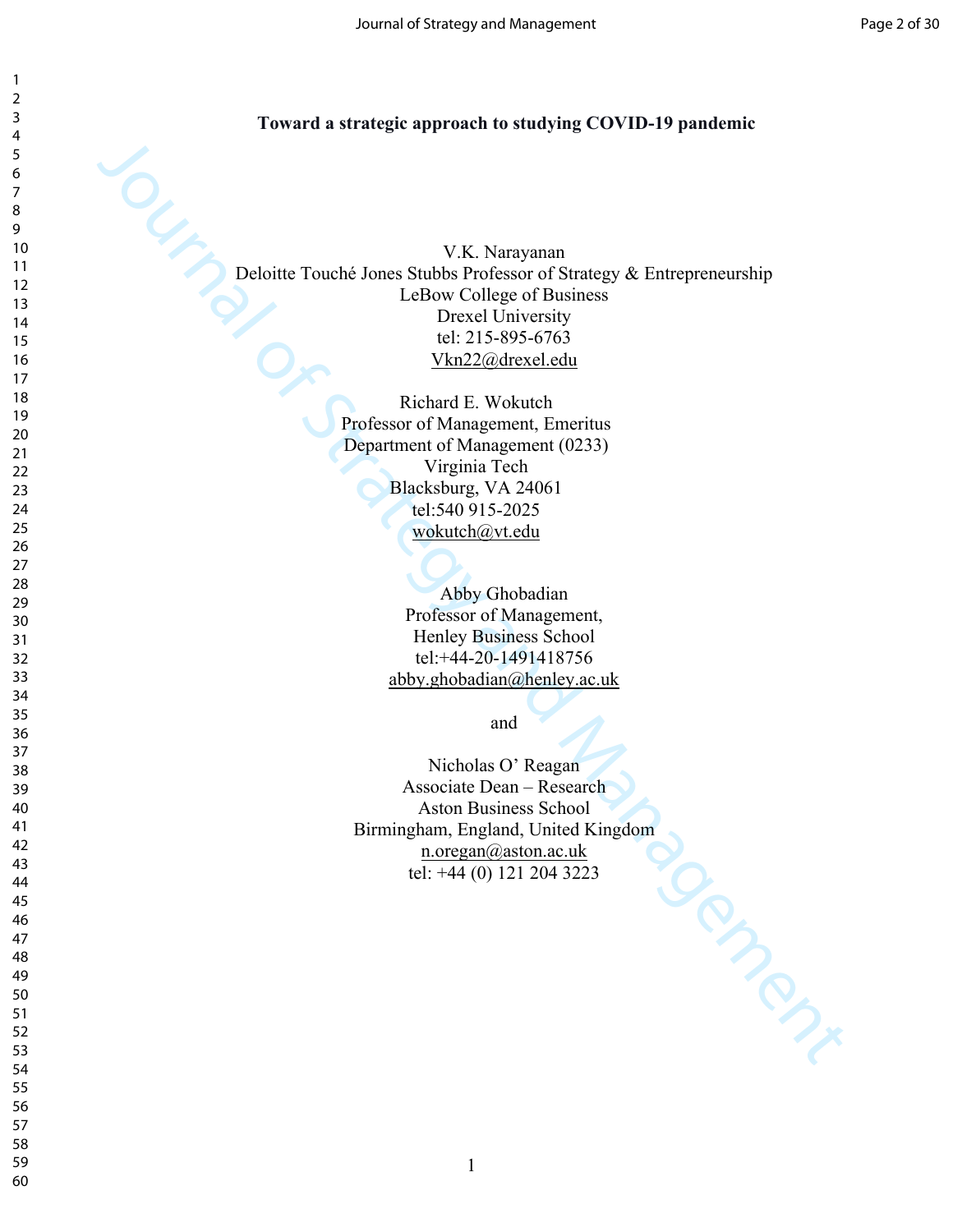**Toward a strategic approach to studying COVID-19 pandemic**

V.K. Narayanan
Deloitte Touché Jones Stubbs Professor of Strategy & Entrepreneurship
LeBow College of Business
Drexel University
tel: 215-895-6763
Vkn22@drexel.edu

Richard E. Wokutch
Professor of Management, Emeritus
Department of Management (0233)
Virginia Tech
Blacksburg, VA 24061
tel:540 915-2025
wokutch@vt.edu

Abby Ghobadian
Professor of Management,
Henley Business School
tel:+44-20-1491418756
abby.ghobadian@henley.ac.uk

and

Nicholas O' Reagan
Associate Dean – Research
Aston Business School
Birmingham, England, United Kingdom
n.oregan@aston.ac.uk
tel: +44 (0) 121 204 3223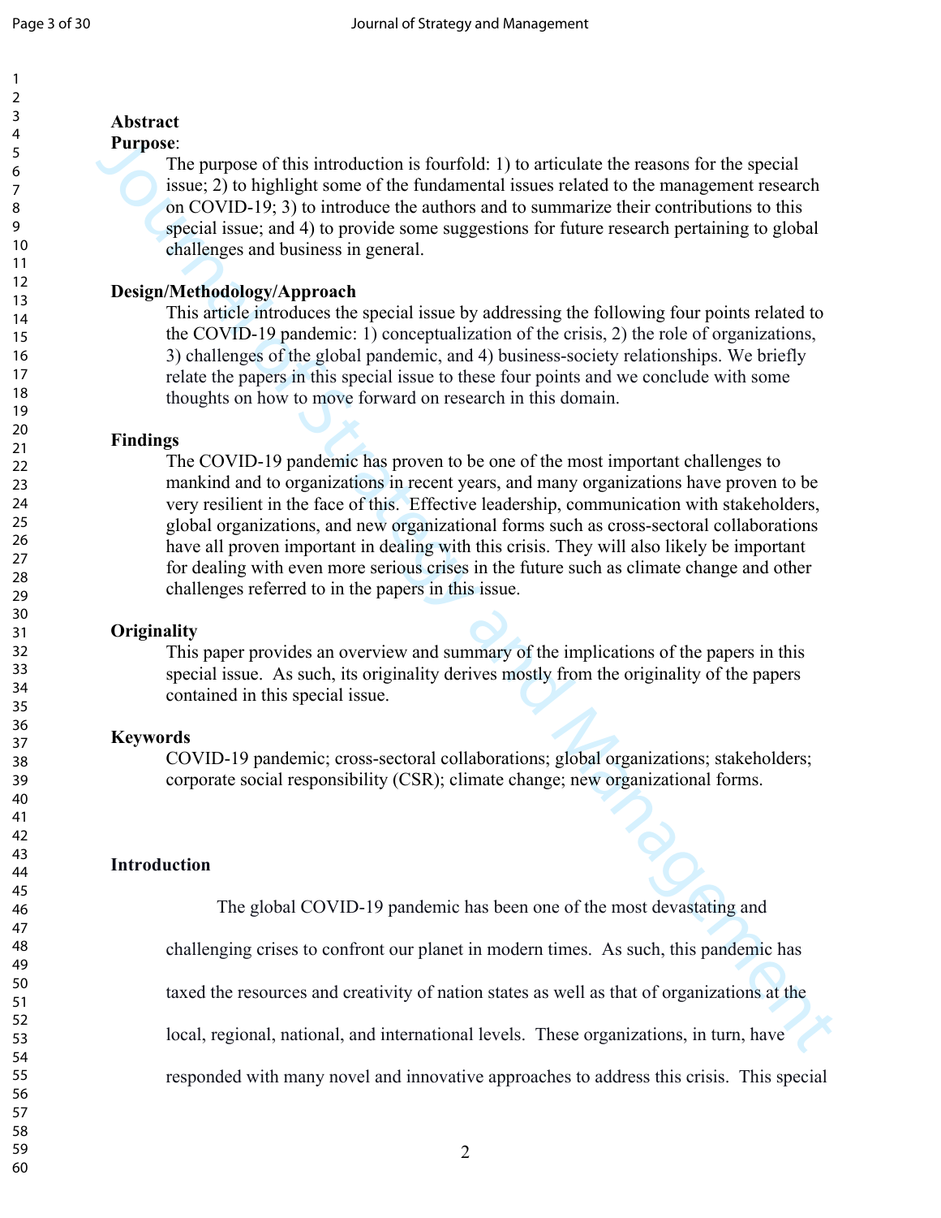## Abstract

**Purpose**:

The purpose of this introduction is fourfold: 1) to articulate the reasons for the special issue; 2) to highlight some of the fundamental issues related to the management research on COVID-19; 3) to introduce the authors and to summarize their contributions to this special issue; and 4) to provide some suggestions for future research pertaining to global challenges and business in general.

**Design/Methodology/Approach**

This article introduces the special issue by addressing the following four points related to the COVID-19 pandemic: 1) conceptualization of the crisis, 2) the role of organizations, 3) challenges of the global pandemic, and 4) business-society relationships. We briefly relate the papers in this special issue to these four points and we conclude with some thoughts on how to move forward on research in this domain.

**Findings**

The COVID-19 pandemic has proven to be one of the most important challenges to mankind and to organizations in recent years, and many organizations have proven to be very resilient in the face of this. Effective leadership, communication with stakeholders, global organizations, and new organizational forms such as cross-sectoral collaborations have all proven important in dealing with this crisis. They will also likely be important for dealing with even more serious crises in the future such as climate change and other challenges referred to in the papers in this issue.

**Originality**

This paper provides an overview and summary of the implications of the papers in this special issue. As such, its originality derives mostly from the originality of the papers contained in this special issue.

**Keywords**

COVID-19 pandemic; cross-sectoral collaborations; global organizations; stakeholders; corporate social responsibility (CSR); climate change; new organizational forms.

## Introduction

The global COVID-19 pandemic has been one of the most devastating and challenging crises to confront our planet in modern times. As such, this pandemic has taxed the resources and creativity of nation states as well as that of organizations at the local, regional, national, and international levels. These organizations, in turn, have responded with many novel and innovative approaches to address this crisis. This special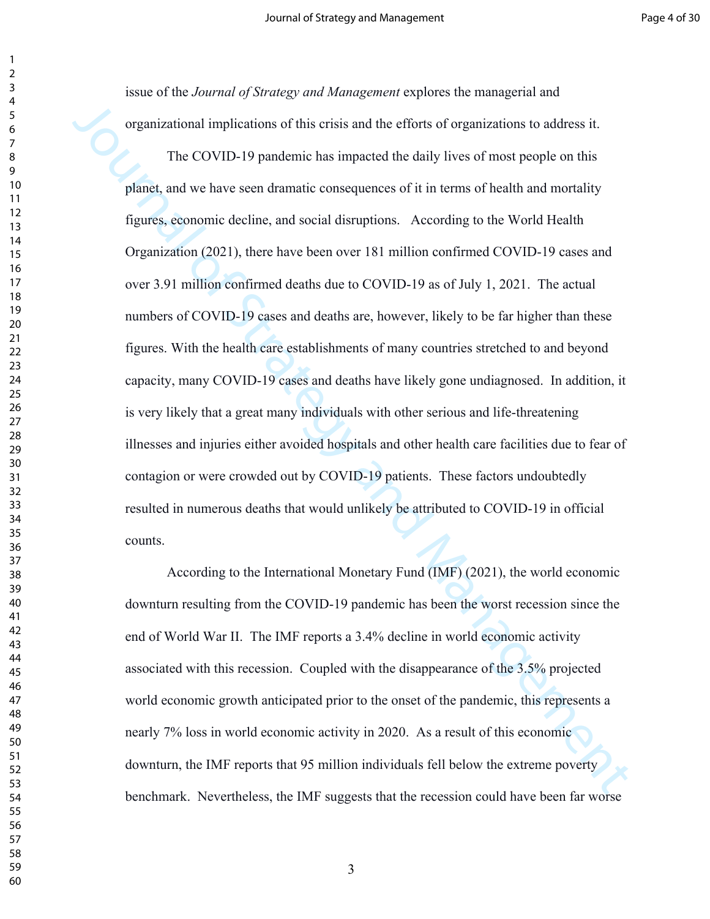issue of the *Journal of Strategy and Management* explores the managerial and organizational implications of this crisis and the efforts of organizations to address it.

The COVID-19 pandemic has impacted the daily lives of most people on this planet, and we have seen dramatic consequences of it in terms of health and mortality figures, economic decline, and social disruptions. According to the World Health Organization (2021), there have been over 181 million confirmed COVID-19 cases and over 3.91 million confirmed deaths due to COVID-19 as of July 1, 2021. The actual numbers of COVID-19 cases and deaths are, however, likely to be far higher than these figures. With the health care establishments of many countries stretched to and beyond capacity, many COVID-19 cases and deaths have likely gone undiagnosed. In addition, it is very likely that a great many individuals with other serious and life-threatening illnesses and injuries either avoided hospitals and other health care facilities due to fear of contagion or were crowded out by COVID-19 patients. These factors undoubtedly resulted in numerous deaths that would unlikely be attributed to COVID-19 in official counts.

According to the International Monetary Fund (IMF) (2021), the world economic downturn resulting from the COVID-19 pandemic has been the worst recession since the end of World War II. The IMF reports a 3.4% decline in world economic activity associated with this recession. Coupled with the disappearance of the 3.5% projected world economic growth anticipated prior to the onset of the pandemic, this represents a nearly 7% loss in world economic activity in 2020. As a result of this economic downturn, the IMF reports that 95 million individuals fell below the extreme poverty benchmark. Nevertheless, the IMF suggests that the recession could have been far worse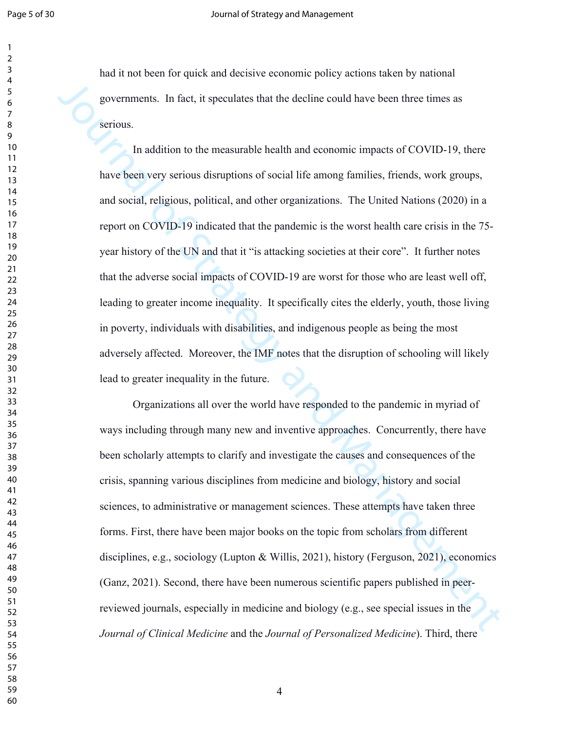had it not been for quick and decisive economic policy actions taken by national governments. In fact, it speculates that the decline could have been three times as serious.

In addition to the measurable health and economic impacts of COVID-19, there have been very serious disruptions of social life among families, friends, work groups, and social, religious, political, and other organizations. The United Nations (2020) in a report on COVID-19 indicated that the pandemic is the worst health care crisis in the 75-year history of the UN and that it "is attacking societies at their core". It further notes that the adverse social impacts of COVID-19 are worst for those who are least well off, leading to greater income inequality. It specifically cites the elderly, youth, those living in poverty, individuals with disabilities, and indigenous people as being the most adversely affected. Moreover, the IMF notes that the disruption of schooling will likely lead to greater inequality in the future.

Organizations all over the world have responded to the pandemic in myriad of ways including through many new and inventive approaches. Concurrently, there have been scholarly attempts to clarify and investigate the causes and consequences of the crisis, spanning various disciplines from medicine and biology, history and social sciences, to administrative or management sciences. These attempts have taken three forms. First, there have been major books on the topic from scholars from different disciplines, e.g., sociology (Lupton & Willis, 2021), history (Ferguson, 2021), economics (Ganz, 2021). Second, there have been numerous scientific papers published in peer-reviewed journals, especially in medicine and biology (e.g., see special issues in the *Journal of Clinical Medicine* and the *Journal of Personalized Medicine*). Third, there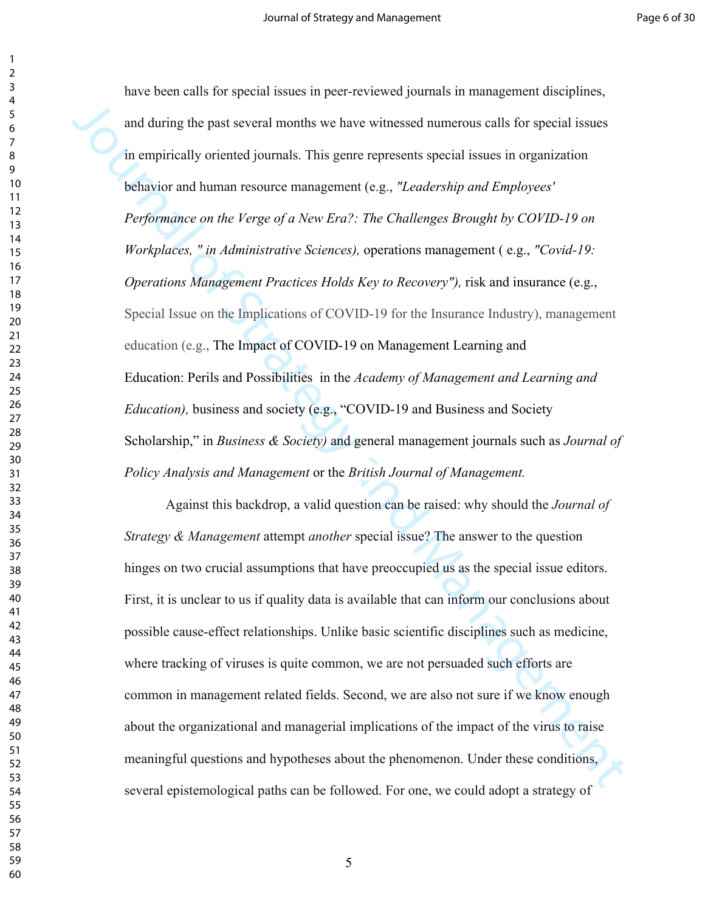have been calls for special issues in peer-reviewed journals in management disciplines, and during the past several months we have witnessed numerous calls for special issues in empirically oriented journals. This genre represents special issues in organization behavior and human resource management (e.g., *"Leadership and Employees' Performance on the Verge of a New Era?: The Challenges Brought by COVID-19 on Workplaces, " in Administrative Sciences),* operations management ( e.g., *"Covid-19: Operations Management Practices Holds Key to Recovery"),* risk and insurance (e.g., Special Issue on the Implications of COVID-19 for the Insurance Industry), management education (e.g., The Impact of COVID-19 on Management Learning and Education: Perils and Possibilities in the *Academy of Management and Learning and Education),* business and society (e.g., "COVID-19 and Business and Society Scholarship," in *Business & Society)* and general management journals such as *Journal of Policy Analysis and Management* or the *British Journal of Management.*

Against this backdrop, a valid question can be raised: why should the *Journal of Strategy & Management* attempt *another* special issue? The answer to the question hinges on two crucial assumptions that have preoccupied us as the special issue editors. First, it is unclear to us if quality data is available that can inform our conclusions about possible cause-effect relationships. Unlike basic scientific disciplines such as medicine, where tracking of viruses is quite common, we are not persuaded such efforts are common in management related fields. Second, we are also not sure if we know enough about the organizational and managerial implications of the impact of the virus to raise meaningful questions and hypotheses about the phenomenon. Under these conditions, several epistemological paths can be followed. For one, we could adopt a strategy of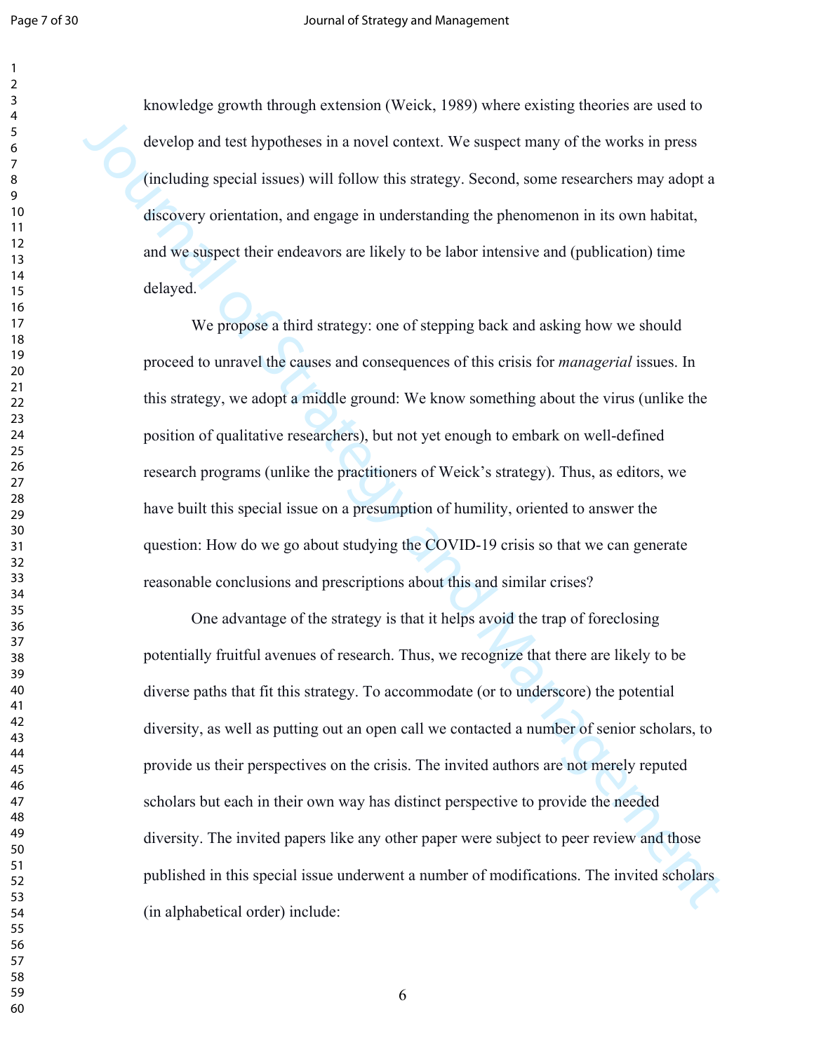knowledge growth through extension (Weick, 1989) where existing theories are used to develop and test hypotheses in a novel context. We suspect many of the works in press (including special issues) will follow this strategy. Second, some researchers may adopt a discovery orientation, and engage in understanding the phenomenon in its own habitat, and we suspect their endeavors are likely to be labor intensive and (publication) time delayed.

We propose a third strategy: one of stepping back and asking how we should proceed to unravel the causes and consequences of this crisis for *managerial* issues. In this strategy, we adopt a middle ground: We know something about the virus (unlike the position of qualitative researchers), but not yet enough to embark on well-defined research programs (unlike the practitioners of Weick's strategy). Thus, as editors, we have built this special issue on a presumption of humility, oriented to answer the question: How do we go about studying the COVID-19 crisis so that we can generate reasonable conclusions and prescriptions about this and similar crises?

One advantage of the strategy is that it helps avoid the trap of foreclosing potentially fruitful avenues of research. Thus, we recognize that there are likely to be diverse paths that fit this strategy. To accommodate (or to underscore) the potential diversity, as well as putting out an open call we contacted a number of senior scholars, to provide us their perspectives on the crisis. The invited authors are not merely reputed scholars but each in their own way has distinct perspective to provide the needed diversity. The invited papers like any other paper were subject to peer review and those published in this special issue underwent a number of modifications. The invited scholars (in alphabetical order) include: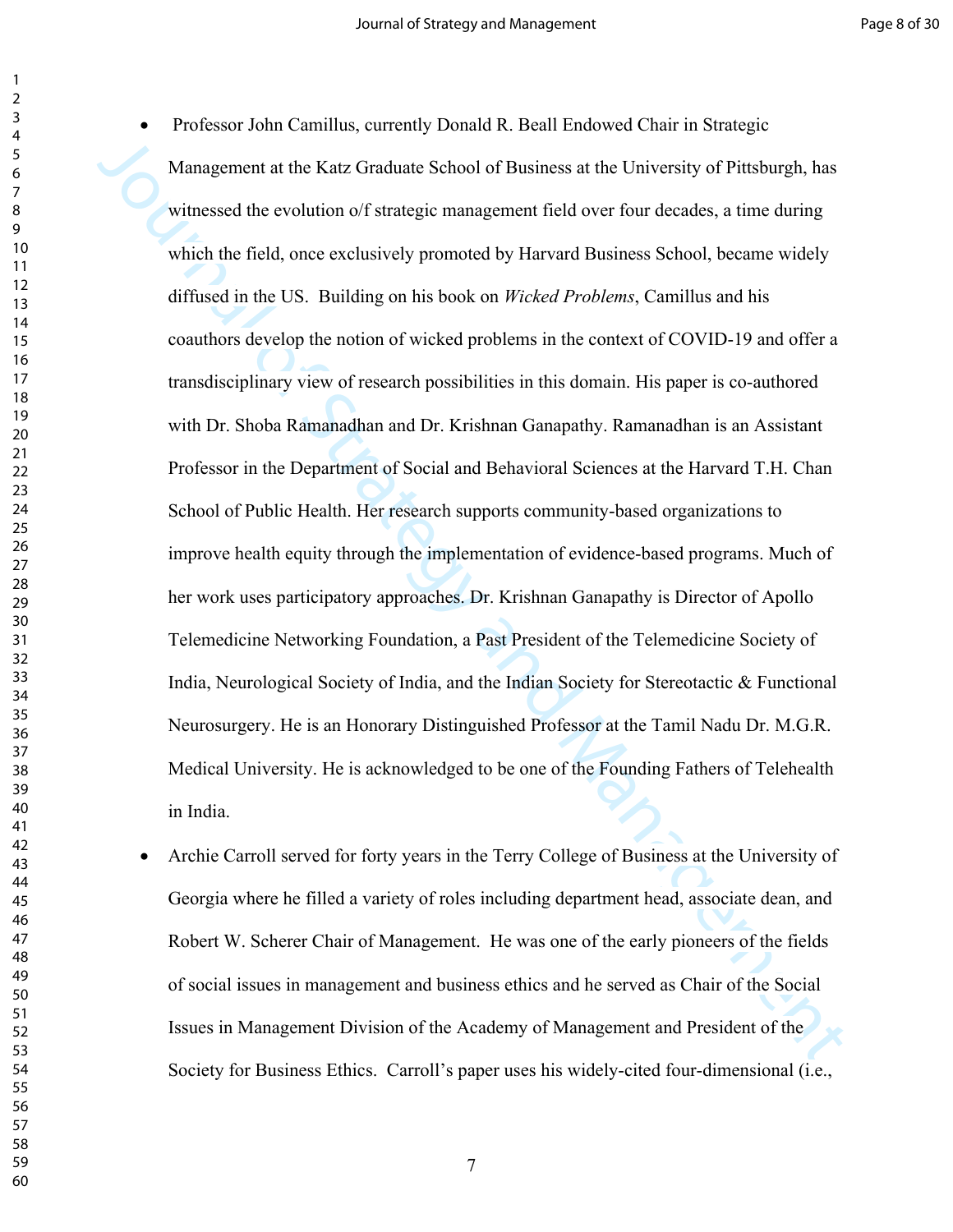- Professor John Camillus, currently Donald R. Beall Endowed Chair in Strategic Management at the Katz Graduate School of Business at the University of Pittsburgh, has witnessed the evolution o/f strategic management field over four decades, a time during which the field, once exclusively promoted by Harvard Business School, became widely diffused in the US. Building on his book on *Wicked Problems*, Camillus and his coauthors develop the notion of wicked problems in the context of COVID-19 and offer a transdisciplinary view of research possibilities in this domain. His paper is co-authored with Dr. Shoba Ramanadhan and Dr. Krishnan Ganapathy. Ramanadhan is an Assistant Professor in the Department of Social and Behavioral Sciences at the Harvard T.H. Chan School of Public Health. Her research supports community-based organizations to improve health equity through the implementation of evidence-based programs. Much of her work uses participatory approaches. Dr. Krishnan Ganapathy is Director of Apollo Telemedicine Networking Foundation, a Past President of the Telemedicine Society of India, Neurological Society of India, and the Indian Society for Stereotactic & Functional Neurosurgery. He is an Honorary Distinguished Professor at the Tamil Nadu Dr. M.G.R. Medical University. He is acknowledged to be one of the Founding Fathers of Telehealth in India.
- Archie Carroll served for forty years in the Terry College of Business at the University of Georgia where he filled a variety of roles including department head, associate dean, and Robert W. Scherer Chair of Management. He was one of the early pioneers of the fields of social issues in management and business ethics and he served as Chair of the Social Issues in Management Division of the Academy of Management and President of the Society for Business Ethics. Carroll's paper uses his widely-cited four-dimensional (i.e.,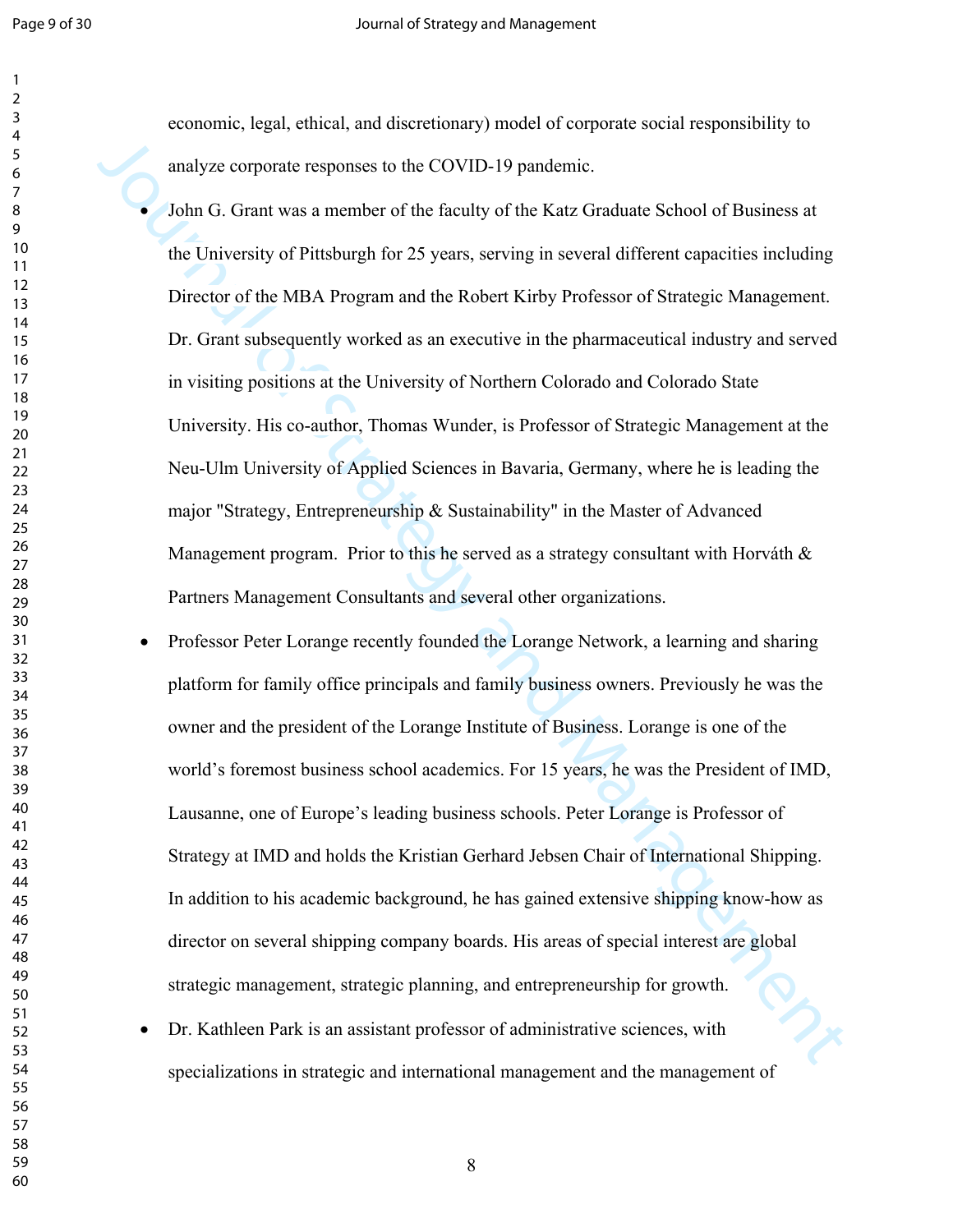economic, legal, ethical, and discretionary) model of corporate social responsibility to analyze corporate responses to the COVID-19 pandemic.

- John G. Grant was a member of the faculty of the Katz Graduate School of Business at the University of Pittsburgh for 25 years, serving in several different capacities including Director of the MBA Program and the Robert Kirby Professor of Strategic Management. Dr. Grant subsequently worked as an executive in the pharmaceutical industry and served in visiting positions at the University of Northern Colorado and Colorado State University. His co-author, Thomas Wunder, is Professor of Strategic Management at the Neu-Ulm University of Applied Sciences in Bavaria, Germany, where he is leading the major "Strategy, Entrepreneurship & Sustainability" in the Master of Advanced Management program. Prior to this he served as a strategy consultant with Horváth & Partners Management Consultants and several other organizations.
- Professor Peter Lorange recently founded the Lorange Network, a learning and sharing platform for family office principals and family business owners. Previously he was the owner and the president of the Lorange Institute of Business. Lorange is one of the world's foremost business school academics. For 15 years, he was the President of IMD, Lausanne, one of Europe's leading business schools. Peter Lorange is Professor of Strategy at IMD and holds the Kristian Gerhard Jebsen Chair of International Shipping. In addition to his academic background, he has gained extensive shipping know-how as director on several shipping company boards. His areas of special interest are global strategic management, strategic planning, and entrepreneurship for growth.
- Dr. Kathleen Park is an assistant professor of administrative sciences, with specializations in strategic and international management and the management of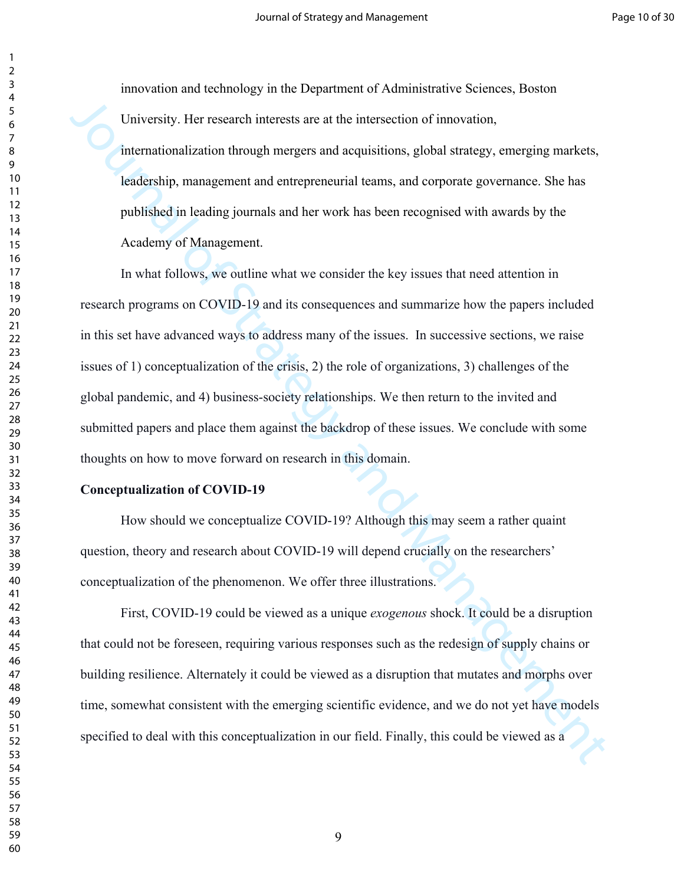innovation and technology in the Department of Administrative Sciences, Boston University. Her research interests are at the intersection of innovation, internationalization through mergers and acquisitions, global strategy, emerging markets, leadership, management and entrepreneurial teams, and corporate governance. She has published in leading journals and her work has been recognised with awards by the Academy of Management.

In what follows, we outline what we consider the key issues that need attention in research programs on COVID-19 and its consequences and summarize how the papers included in this set have advanced ways to address many of the issues. In successive sections, we raise issues of 1) conceptualization of the crisis, 2) the role of organizations, 3) challenges of the global pandemic, and 4) business-society relationships. We then return to the invited and submitted papers and place them against the backdrop of these issues. We conclude with some thoughts on how to move forward on research in this domain.

**Conceptualization of COVID-19**

How should we conceptualize COVID-19? Although this may seem a rather quaint question, theory and research about COVID-19 will depend crucially on the researchers' conceptualization of the phenomenon. We offer three illustrations.

First, COVID-19 could be viewed as a unique *exogenous* shock. It could be a disruption that could not be foreseen, requiring various responses such as the redesign of supply chains or building resilience. Alternately it could be viewed as a disruption that mutates and morphs over time, somewhat consistent with the emerging scientific evidence, and we do not yet have models specified to deal with this conceptualization in our field. Finally, this could be viewed as a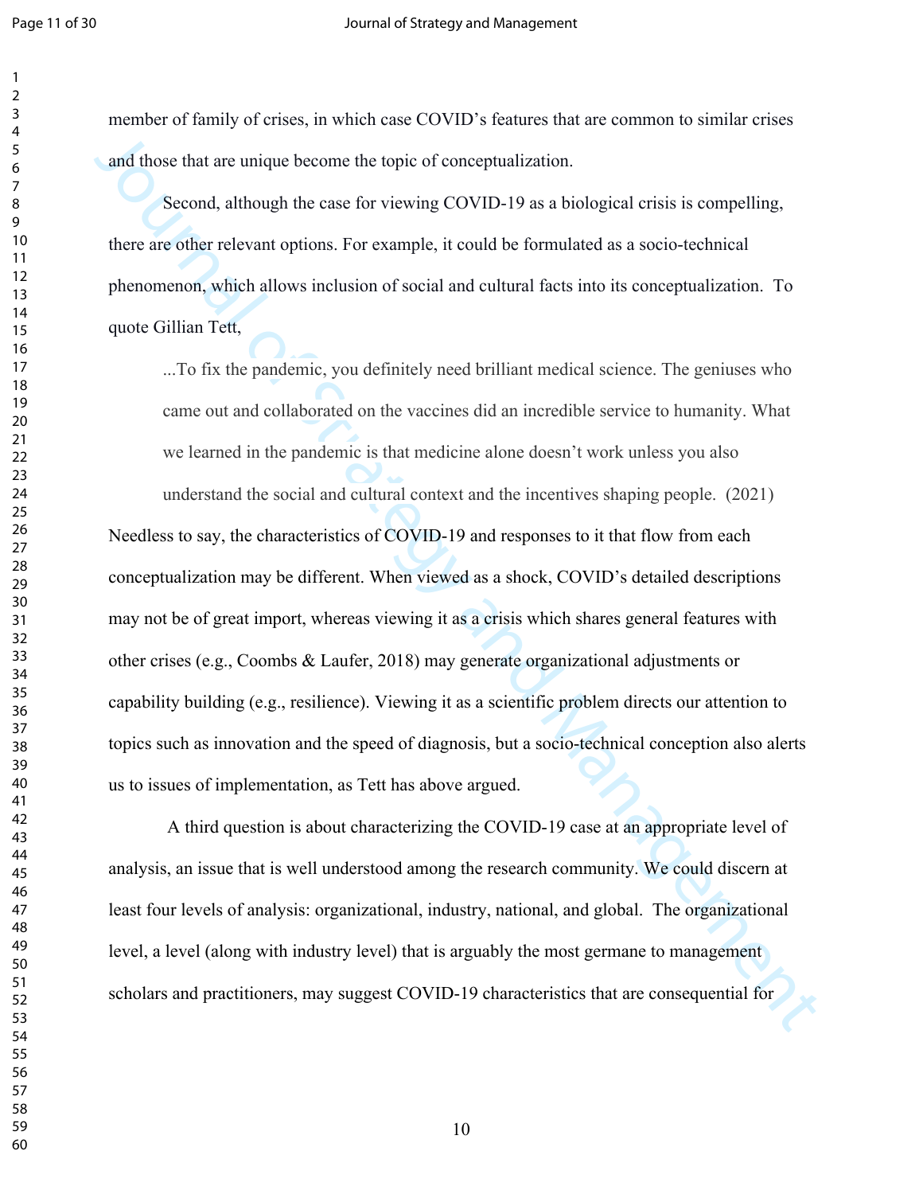member of family of crises, in which case COVID's features that are common to similar crises and those that are unique become the topic of conceptualization.

Second, although the case for viewing COVID-19 as a biological crisis is compelling, there are other relevant options. For example, it could be formulated as a socio-technical phenomenon, which allows inclusion of social and cultural facts into its conceptualization. To quote Gillian Tett,

> ...To fix the pandemic, you definitely need brilliant medical science. The geniuses who came out and collaborated on the vaccines did an incredible service to humanity. What we learned in the pandemic is that medicine alone doesn't work unless you also understand the social and cultural context and the incentives shaping people. (2021)

Needless to say, the characteristics of COVID-19 and responses to it that flow from each conceptualization may be different. When viewed as a shock, COVID's detailed descriptions may not be of great import, whereas viewing it as a crisis which shares general features with other crises (e.g., Coombs & Laufer, 2018) may generate organizational adjustments or capability building (e.g., resilience). Viewing it as a scientific problem directs our attention to topics such as innovation and the speed of diagnosis, but a socio-technical conception also alerts us to issues of implementation, as Tett has above argued.

A third question is about characterizing the COVID-19 case at an appropriate level of analysis, an issue that is well understood among the research community. We could discern at least four levels of analysis: organizational, industry, national, and global. The organizational level, a level (along with industry level) that is arguably the most germane to management scholars and practitioners, may suggest COVID-19 characteristics that are consequential for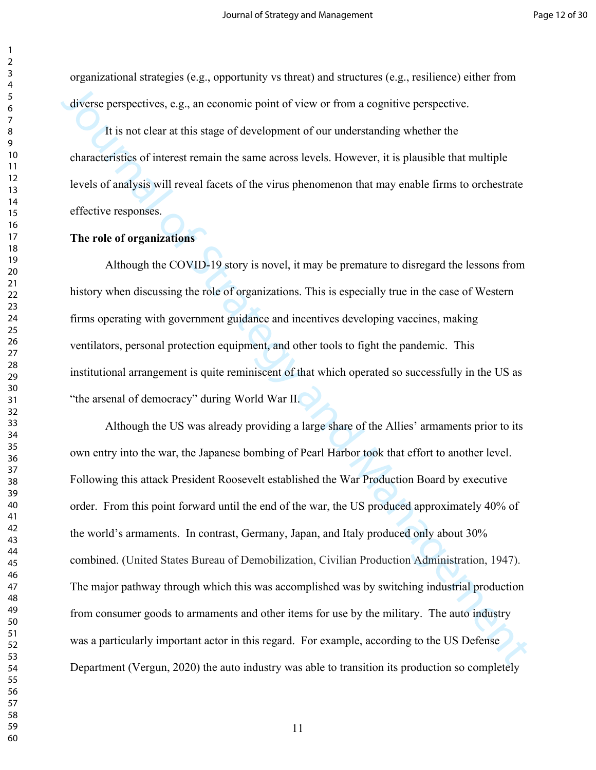organizational strategies (e.g., opportunity vs threat) and structures (e.g., resilience) either from diverse perspectives, e.g., an economic point of view or from a cognitive perspective.

It is not clear at this stage of development of our understanding whether the characteristics of interest remain the same across levels. However, it is plausible that multiple levels of analysis will reveal facets of the virus phenomenon that may enable firms to orchestrate effective responses.

**The role of organizations**

Although the COVID-19 story is novel, it may be premature to disregard the lessons from history when discussing the role of organizations. This is especially true in the case of Western firms operating with government guidance and incentives developing vaccines, making ventilators, personal protection equipment, and other tools to fight the pandemic. This institutional arrangement is quite reminiscent of that which operated so successfully in the US as "the arsenal of democracy" during World War II.

Although the US was already providing a large share of the Allies' armaments prior to its own entry into the war, the Japanese bombing of Pearl Harbor took that effort to another level. Following this attack President Roosevelt established the War Production Board by executive order. From this point forward until the end of the war, the US produced approximately 40% of the world's armaments. In contrast, Germany, Japan, and Italy produced only about 30% combined. (United States Bureau of Demobilization, Civilian Production Administration, 1947). The major pathway through which this was accomplished was by switching industrial production from consumer goods to armaments and other items for use by the military. The auto industry was a particularly important actor in this regard. For example, according to the US Defense Department (Vergun, 2020) the auto industry was able to transition its production so completely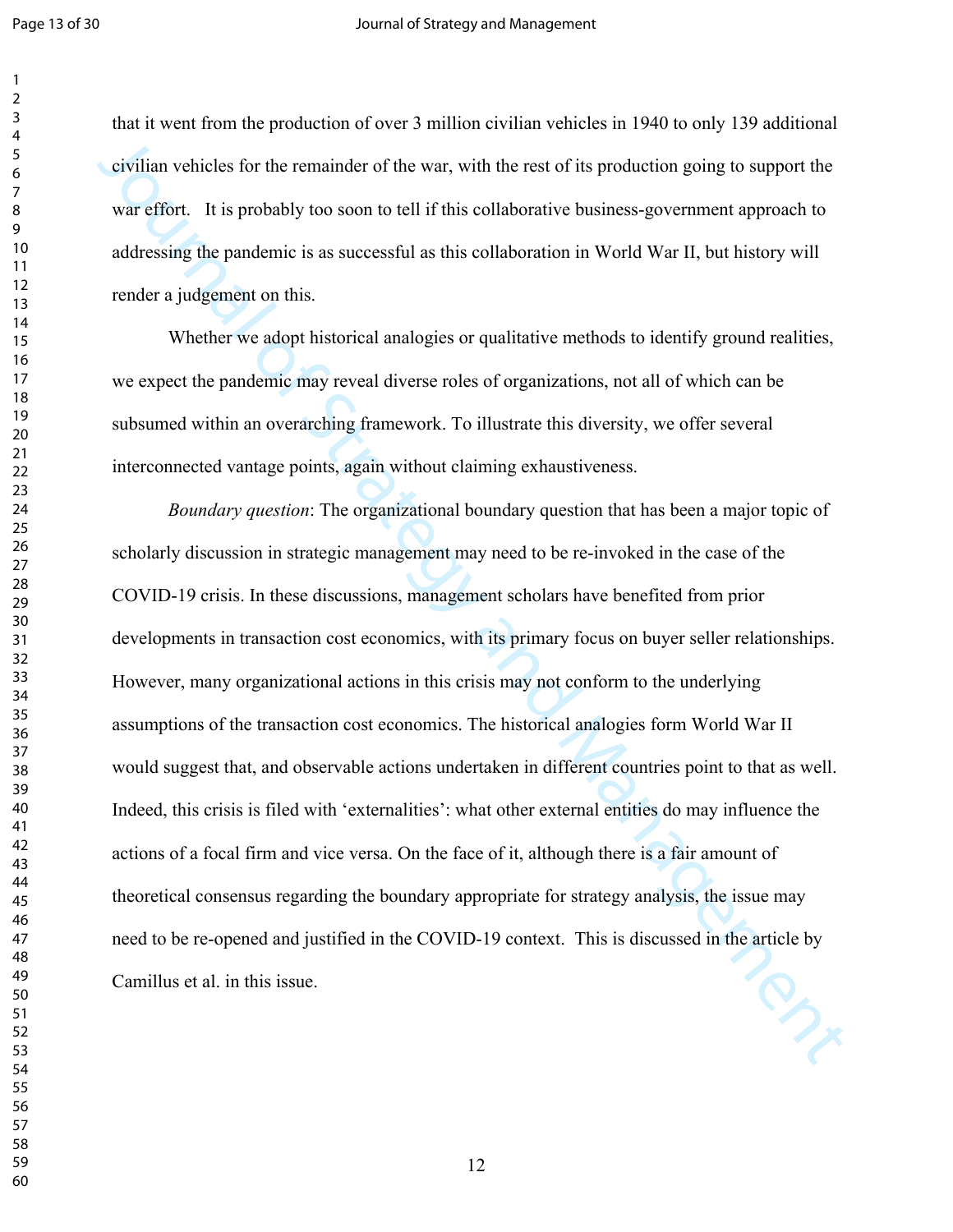that it went from the production of over 3 million civilian vehicles in 1940 to only 139 additional civilian vehicles for the remainder of the war, with the rest of its production going to support the war effort. It is probably too soon to tell if this collaborative business-government approach to addressing the pandemic is as successful as this collaboration in World War II, but history will render a judgement on this.

Whether we adopt historical analogies or qualitative methods to identify ground realities, we expect the pandemic may reveal diverse roles of organizations, not all of which can be subsumed within an overarching framework. To illustrate this diversity, we offer several interconnected vantage points, again without claiming exhaustiveness.

*Boundary question*: The organizational boundary question that has been a major topic of scholarly discussion in strategic management may need to be re-invoked in the case of the COVID-19 crisis. In these discussions, management scholars have benefited from prior developments in transaction cost economics, with its primary focus on buyer seller relationships. However, many organizational actions in this crisis may not conform to the underlying assumptions of the transaction cost economics. The historical analogies form World War II would suggest that, and observable actions undertaken in different countries point to that as well. Indeed, this crisis is filed with 'externalities': what other external entities do may influence the actions of a focal firm and vice versa. On the face of it, although there is a fair amount of theoretical consensus regarding the boundary appropriate for strategy analysis, the issue may need to be re-opened and justified in the COVID-19 context. This is discussed in the article by Camillus et al. in this issue.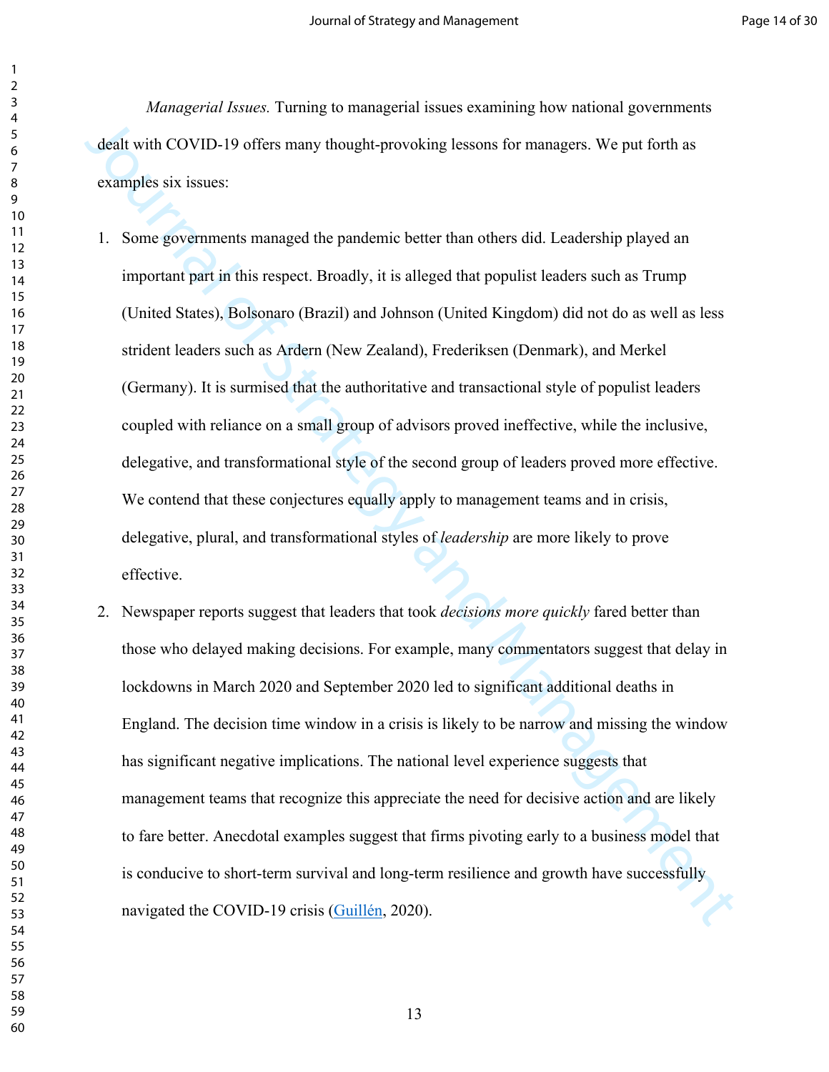*Managerial Issues.* Turning to managerial issues examining how national governments dealt with COVID-19 offers many thought-provoking lessons for managers. We put forth as examples six issues:

1. Some governments managed the pandemic better than others did. Leadership played an important part in this respect. Broadly, it is alleged that populist leaders such as Trump (United States), Bolsonaro (Brazil) and Johnson (United Kingdom) did not do as well as less strident leaders such as Ardern (New Zealand), Frederiksen (Denmark), and Merkel (Germany). It is surmised that the authoritative and transactional style of populist leaders coupled with reliance on a small group of advisors proved ineffective, while the inclusive, delegative, and transformational style of the second group of leaders proved more effective. We contend that these conjectures equally apply to management teams and in crisis, delegative, plural, and transformational styles of *leadership* are more likely to prove effective.
2. Newspaper reports suggest that leaders that took *decisions more quickly* fared better than those who delayed making decisions. For example, many commentators suggest that delay in lockdowns in March 2020 and September 2020 led to significant additional deaths in England. The decision time window in a crisis is likely to be narrow and missing the window has significant negative implications. The national level experience suggests that management teams that recognize this appreciate the need for decisive action and are likely to fare better. Anecdotal examples suggest that firms pivoting early to a business model that is conducive to short-term survival and long-term resilience and growth have successfully navigated the COVID-19 crisis (Guillén, 2020).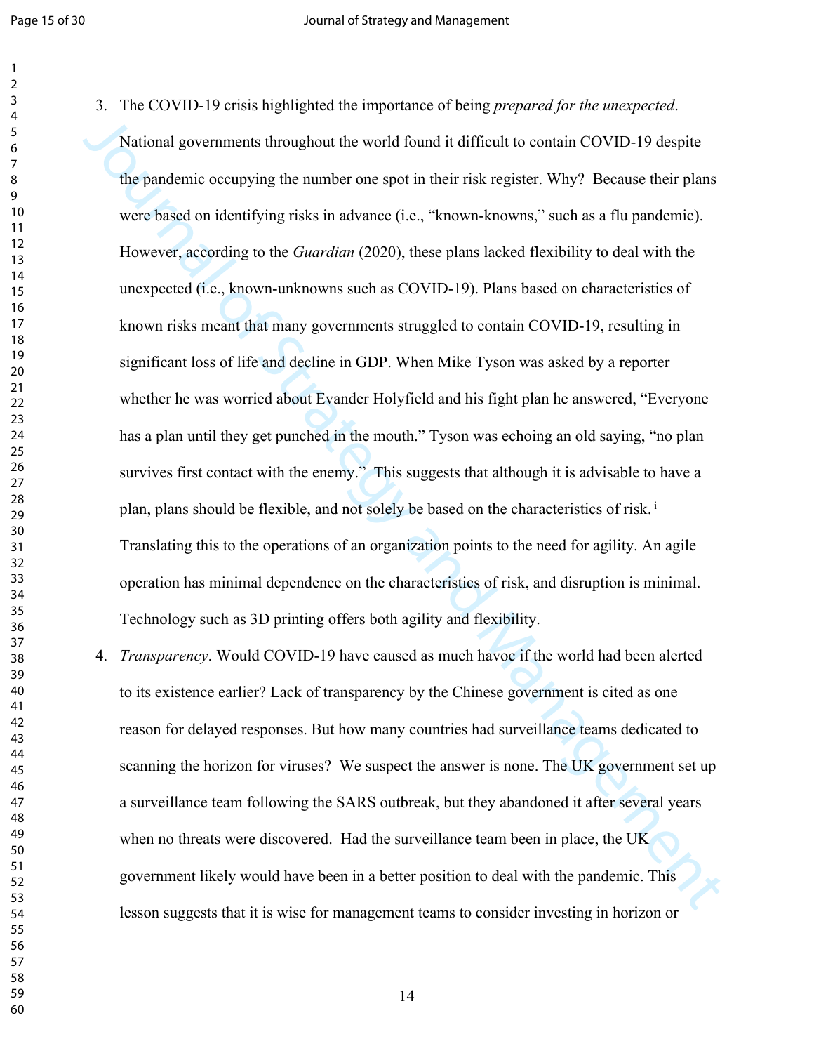3. The COVID-19 crisis highlighted the importance of being *prepared for the unexpected*. National governments throughout the world found it difficult to contain COVID-19 despite the pandemic occupying the number one spot in their risk register. Why? Because their plans were based on identifying risks in advance (i.e., "known-knowns," such as a flu pandemic). However, according to the *Guardian* (2020), these plans lacked flexibility to deal with the unexpected (i.e., known-unknowns such as COVID-19). Plans based on characteristics of known risks meant that many governments struggled to contain COVID-19, resulting in significant loss of life and decline in GDP. When Mike Tyson was asked by a reporter whether he was worried about Evander Holyfield and his fight plan he answered, "Everyone has a plan until they get punched in the mouth." Tyson was echoing an old saying, "no plan survives first contact with the enemy." This suggests that although it is advisable to have a plan, plans should be flexible, and not solely be based on the characteristics of risk. [i] Translating this to the operations of an organization points to the need for agility. An agile operation has minimal dependence on the characteristics of risk, and disruption is minimal. Technology such as 3D printing offers both agility and flexibility.

4. *Transparency*. Would COVID-19 have caused as much havoc if the world had been alerted to its existence earlier? Lack of transparency by the Chinese government is cited as one reason for delayed responses. But how many countries had surveillance teams dedicated to scanning the horizon for viruses? We suspect the answer is none. The UK government set up a surveillance team following the SARS outbreak, but they abandoned it after several years when no threats were discovered. Had the surveillance team been in place, the UK government likely would have been in a better position to deal with the pandemic. This lesson suggests that it is wise for management teams to consider investing in horizon or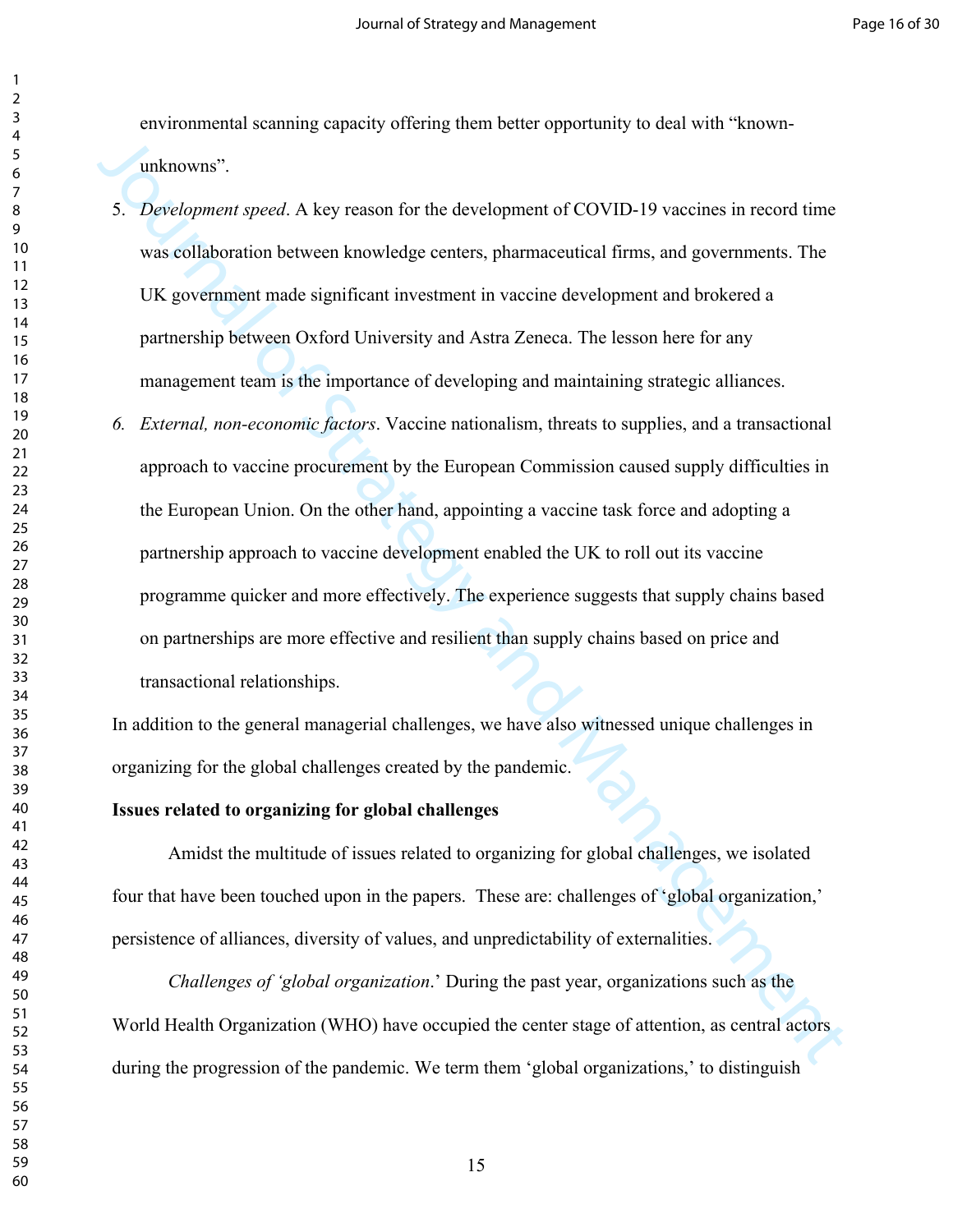environmental scanning capacity offering them better opportunity to deal with "known-unknowns".

5. *Development speed*. A key reason for the development of COVID-19 vaccines in record time was collaboration between knowledge centers, pharmaceutical firms, and governments. The UK government made significant investment in vaccine development and brokered a partnership between Oxford University and Astra Zeneca. The lesson here for any management team is the importance of developing and maintaining strategic alliances.
6. *External, non-economic factors*. Vaccine nationalism, threats to supplies, and a transactional approach to vaccine procurement by the European Commission caused supply difficulties in the European Union. On the other hand, appointing a vaccine task force and adopting a partnership approach to vaccine development enabled the UK to roll out its vaccine programme quicker and more effectively. The experience suggests that supply chains based on partnerships are more effective and resilient than supply chains based on price and transactional relationships.

In addition to the general managerial challenges, we have also witnessed unique challenges in organizing for the global challenges created by the pandemic.

**Issues related to organizing for global challenges**

Amidst the multitude of issues related to organizing for global challenges, we isolated four that have been touched upon in the papers. These are: challenges of 'global organization,' persistence of alliances, diversity of values, and unpredictability of externalities.

*Challenges of 'global organization*.' During the past year, organizations such as the World Health Organization (WHO) have occupied the center stage of attention, as central actors during the progression of the pandemic. We term them 'global organizations,' to distinguish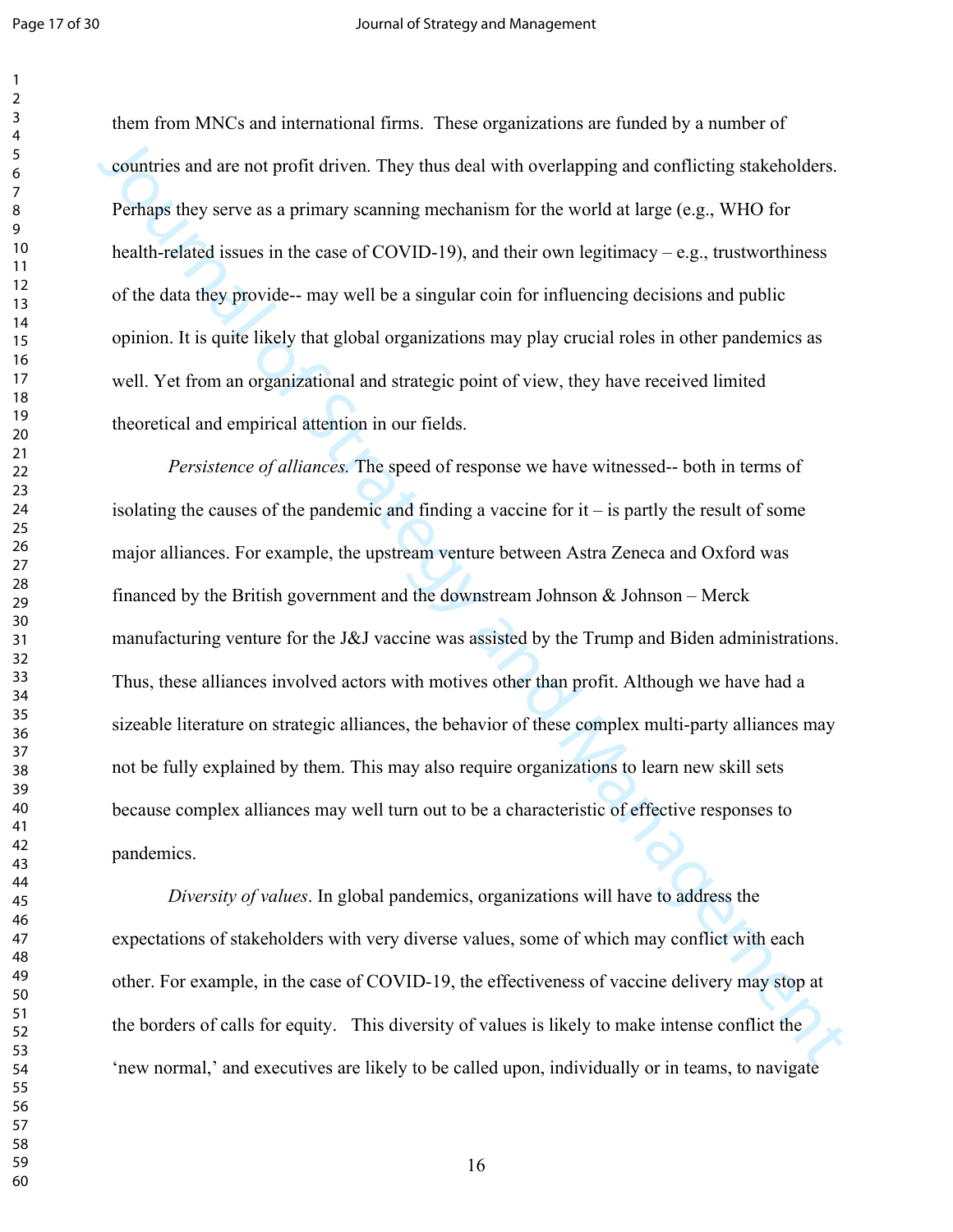them from MNCs and international firms. These organizations are funded by a number of countries and are not profit driven. They thus deal with overlapping and conflicting stakeholders. Perhaps they serve as a primary scanning mechanism for the world at large (e.g., WHO for health-related issues in the case of COVID-19), and their own legitimacy – e.g., trustworthiness of the data they provide-- may well be a singular coin for influencing decisions and public opinion. It is quite likely that global organizations may play crucial roles in other pandemics as well. Yet from an organizational and strategic point of view, they have received limited theoretical and empirical attention in our fields.

*Persistence of alliances.* The speed of response we have witnessed-- both in terms of isolating the causes of the pandemic and finding a vaccine for it – is partly the result of some major alliances. For example, the upstream venture between Astra Zeneca and Oxford was financed by the British government and the downstream Johnson & Johnson – Merck manufacturing venture for the J&J vaccine was assisted by the Trump and Biden administrations. Thus, these alliances involved actors with motives other than profit. Although we have had a sizeable literature on strategic alliances, the behavior of these complex multi-party alliances may not be fully explained by them. This may also require organizations to learn new skill sets because complex alliances may well turn out to be a characteristic of effective responses to pandemics.

*Diversity of values*. In global pandemics, organizations will have to address the expectations of stakeholders with very diverse values, some of which may conflict with each other. For example, in the case of COVID-19, the effectiveness of vaccine delivery may stop at the borders of calls for equity. This diversity of values is likely to make intense conflict the 'new normal,' and executives are likely to be called upon, individually or in teams, to navigate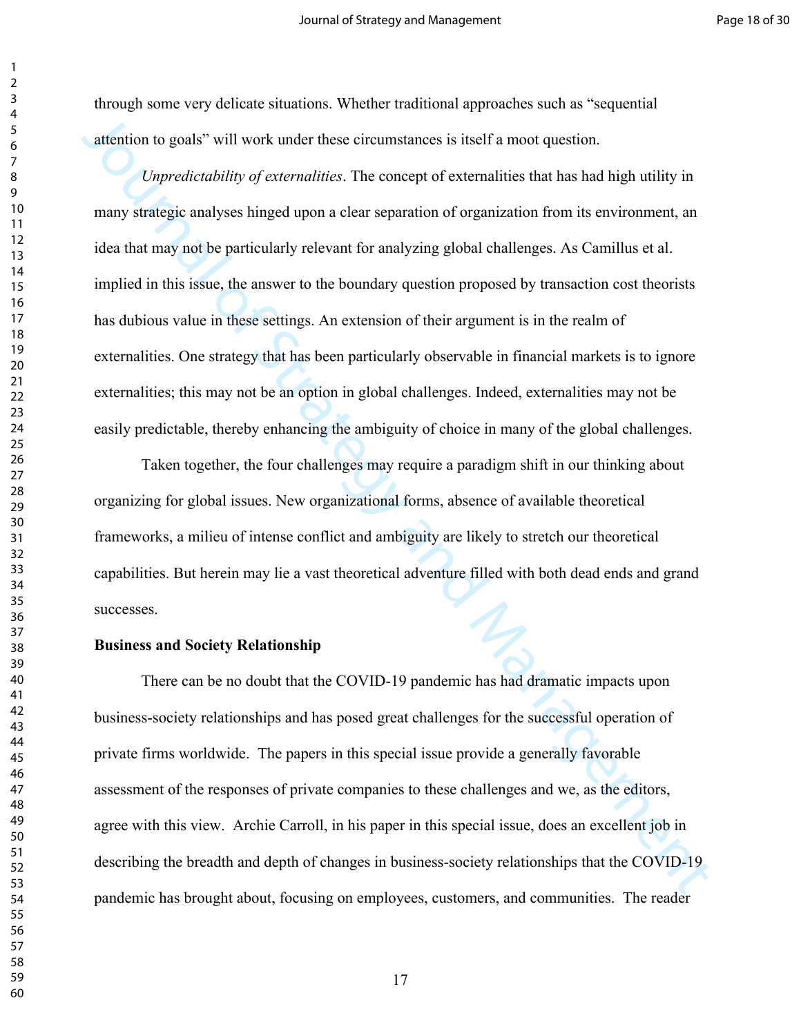through some very delicate situations. Whether traditional approaches such as “sequential attention to goals” will work under these circumstances is itself a moot question.

*Unpredictability of externalities*. The concept of externalities that has had high utility in many strategic analyses hinged upon a clear separation of organization from its environment, an idea that may not be particularly relevant for analyzing global challenges. As Camillus et al. implied in this issue, the answer to the boundary question proposed by transaction cost theorists has dubious value in these settings. An extension of their argument is in the realm of externalities. One strategy that has been particularly observable in financial markets is to ignore externalities; this may not be an option in global challenges. Indeed, externalities may not be easily predictable, thereby enhancing the ambiguity of choice in many of the global challenges.

Taken together, the four challenges may require a paradigm shift in our thinking about organizing for global issues. New organizational forms, absence of available theoretical frameworks, a milieu of intense conflict and ambiguity are likely to stretch our theoretical capabilities. But herein may lie a vast theoretical adventure filled with both dead ends and grand successes.

**Business and Society Relationship**

There can be no doubt that the COVID-19 pandemic has had dramatic impacts upon business-society relationships and has posed great challenges for the successful operation of private firms worldwide. The papers in this special issue provide a generally favorable assessment of the responses of private companies to these challenges and we, as the editors, agree with this view. Archie Carroll, in his paper in this special issue, does an excellent job in describing the breadth and depth of changes in business-society relationships that the COVID-19 pandemic has brought about, focusing on employees, customers, and communities. The reader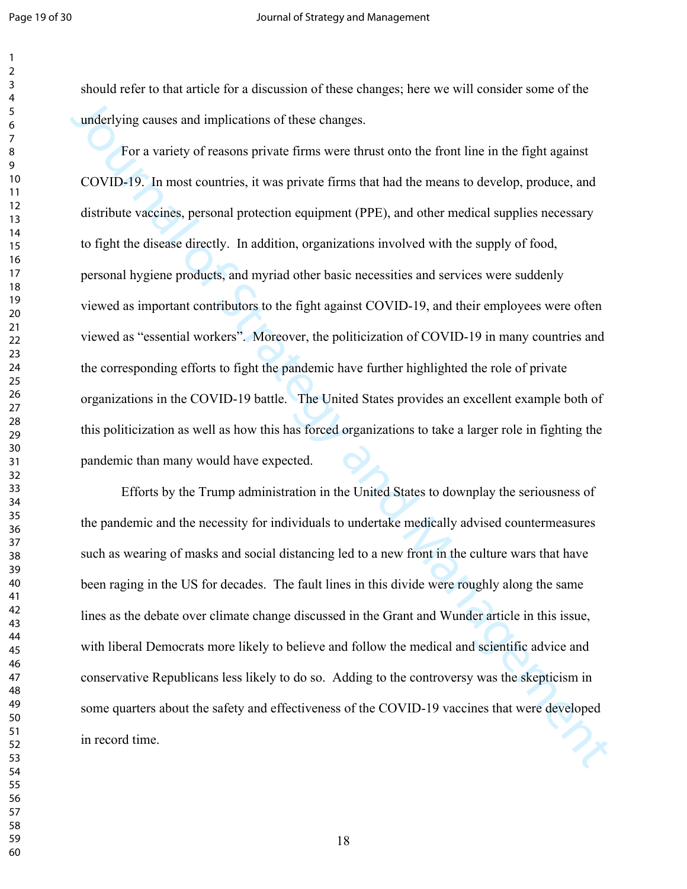should refer to that article for a discussion of these changes; here we will consider some of the underlying causes and implications of these changes.

For a variety of reasons private firms were thrust onto the front line in the fight against COVID-19. In most countries, it was private firms that had the means to develop, produce, and distribute vaccines, personal protection equipment (PPE), and other medical supplies necessary to fight the disease directly. In addition, organizations involved with the supply of food, personal hygiene products, and myriad other basic necessities and services were suddenly viewed as important contributors to the fight against COVID-19, and their employees were often viewed as "essential workers". Moreover, the politicization of COVID-19 in many countries and the corresponding efforts to fight the pandemic have further highlighted the role of private organizations in the COVID-19 battle. The United States provides an excellent example both of this politicization as well as how this has forced organizations to take a larger role in fighting the pandemic than many would have expected.

Efforts by the Trump administration in the United States to downplay the seriousness of the pandemic and the necessity for individuals to undertake medically advised countermeasures such as wearing of masks and social distancing led to a new front in the culture wars that have been raging in the US for decades. The fault lines in this divide were roughly along the same lines as the debate over climate change discussed in the Grant and Wunder article in this issue, with liberal Democrats more likely to believe and follow the medical and scientific advice and conservative Republicans less likely to do so. Adding to the controversy was the skepticism in some quarters about the safety and effectiveness of the COVID-19 vaccines that were developed in record time.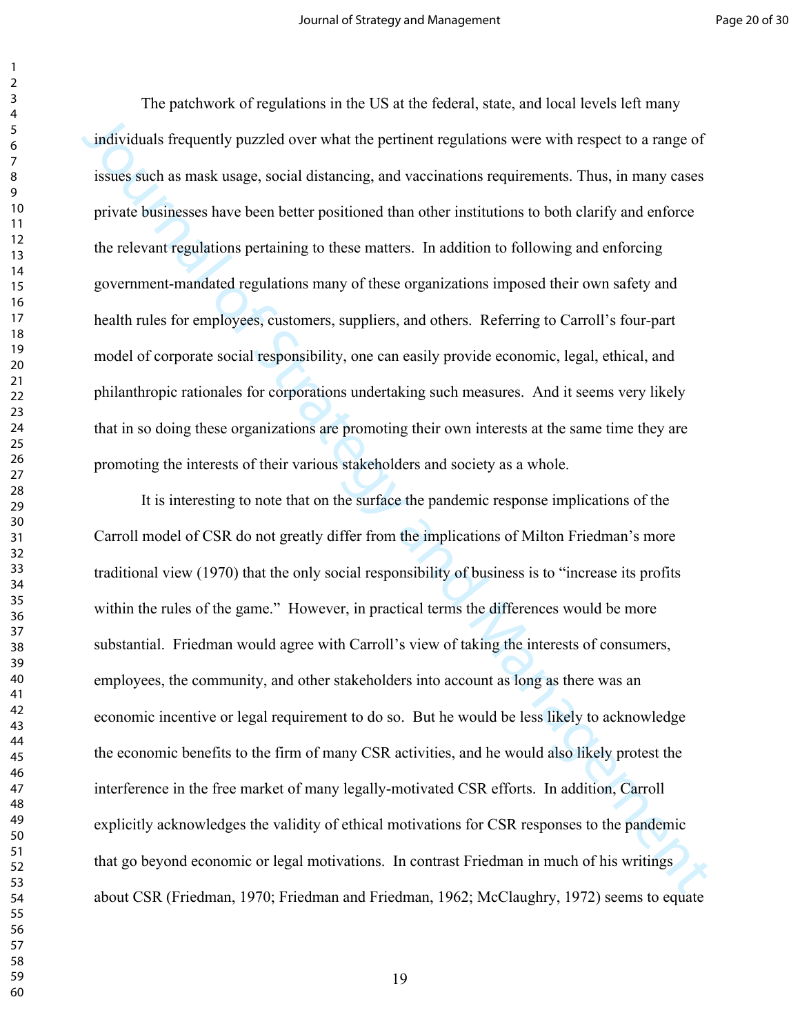The patchwork of regulations in the US at the federal, state, and local levels left many individuals frequently puzzled over what the pertinent regulations were with respect to a range of issues such as mask usage, social distancing, and vaccinations requirements. Thus, in many cases private businesses have been better positioned than other institutions to both clarify and enforce the relevant regulations pertaining to these matters. In addition to following and enforcing government-mandated regulations many of these organizations imposed their own safety and health rules for employees, customers, suppliers, and others. Referring to Carroll's four-part model of corporate social responsibility, one can easily provide economic, legal, ethical, and philanthropic rationales for corporations undertaking such measures. And it seems very likely that in so doing these organizations are promoting their own interests at the same time they are promoting the interests of their various stakeholders and society as a whole.

It is interesting to note that on the surface the pandemic response implications of the Carroll model of CSR do not greatly differ from the implications of Milton Friedman's more traditional view (1970) that the only social responsibility of business is to "increase its profits within the rules of the game." However, in practical terms the differences would be more substantial. Friedman would agree with Carroll's view of taking the interests of consumers, employees, the community, and other stakeholders into account as long as there was an economic incentive or legal requirement to do so. But he would be less likely to acknowledge the economic benefits to the firm of many CSR activities, and he would also likely protest the interference in the free market of many legally-motivated CSR efforts. In addition, Carroll explicitly acknowledges the validity of ethical motivations for CSR responses to the pandemic that go beyond economic or legal motivations. In contrast Friedman in much of his writings about CSR (Friedman, 1970; Friedman and Friedman, 1962; McClaughry, 1972) seems to equate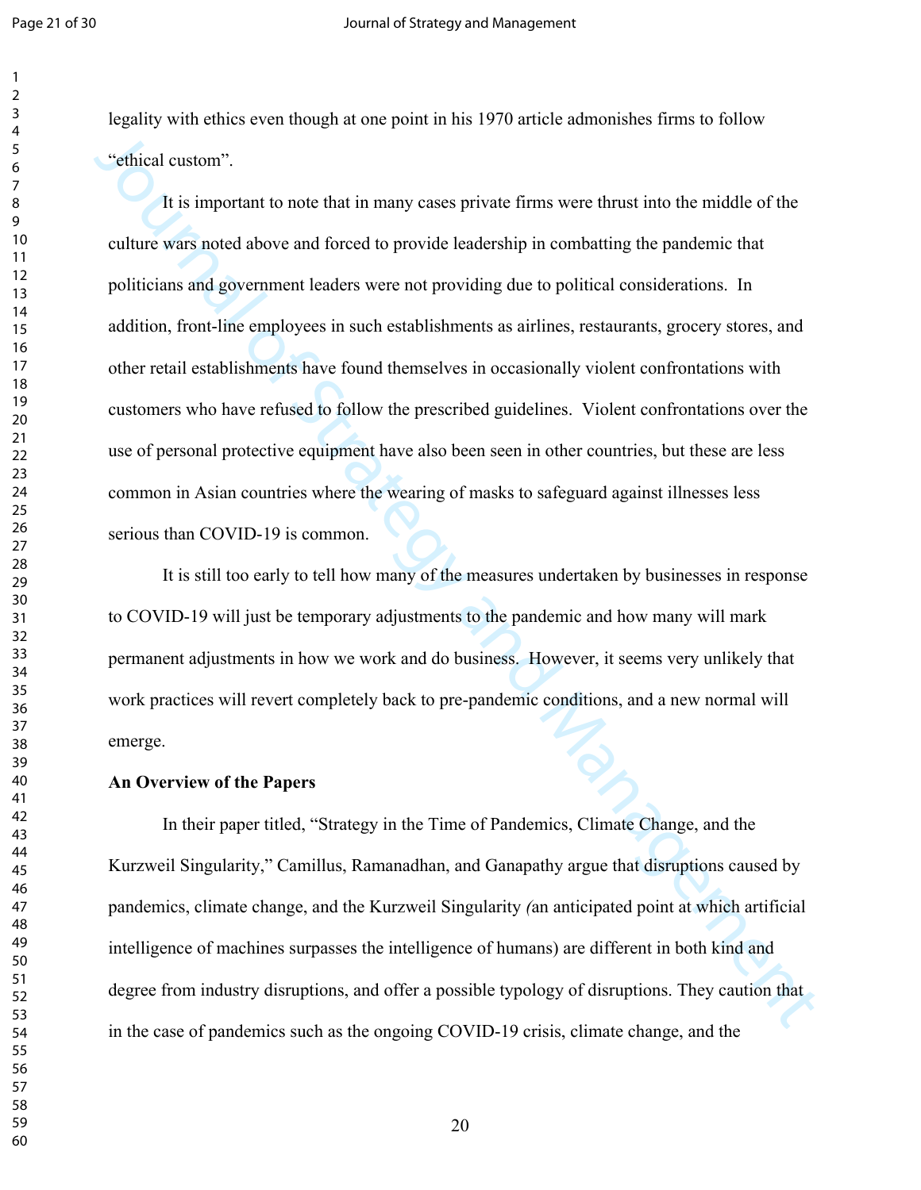legality with ethics even though at one point in his 1970 article admonishes firms to follow "ethical custom".

It is important to note that in many cases private firms were thrust into the middle of the culture wars noted above and forced to provide leadership in combatting the pandemic that politicians and government leaders were not providing due to political considerations. In addition, front-line employees in such establishments as airlines, restaurants, grocery stores, and other retail establishments have found themselves in occasionally violent confrontations with customers who have refused to follow the prescribed guidelines. Violent confrontations over the use of personal protective equipment have also been seen in other countries, but these are less common in Asian countries where the wearing of masks to safeguard against illnesses less serious than COVID-19 is common.

It is still too early to tell how many of the measures undertaken by businesses in response to COVID-19 will just be temporary adjustments to the pandemic and how many will mark permanent adjustments in how we work and do business. However, it seems very unlikely that work practices will revert completely back to pre-pandemic conditions, and a new normal will emerge.

**An Overview of the Papers**

In their paper titled, "Strategy in the Time of Pandemics, Climate Change, and the Kurzweil Singularity," Camillus, Ramanadhan, and Ganapathy argue that disruptions caused by pandemics, climate change, and the Kurzweil Singularity *(*an anticipated point at which artificial intelligence of machines surpasses the intelligence of humans) are different in both kind and degree from industry disruptions, and offer a possible typology of disruptions. They caution that in the case of pandemics such as the ongoing COVID-19 crisis, climate change, and the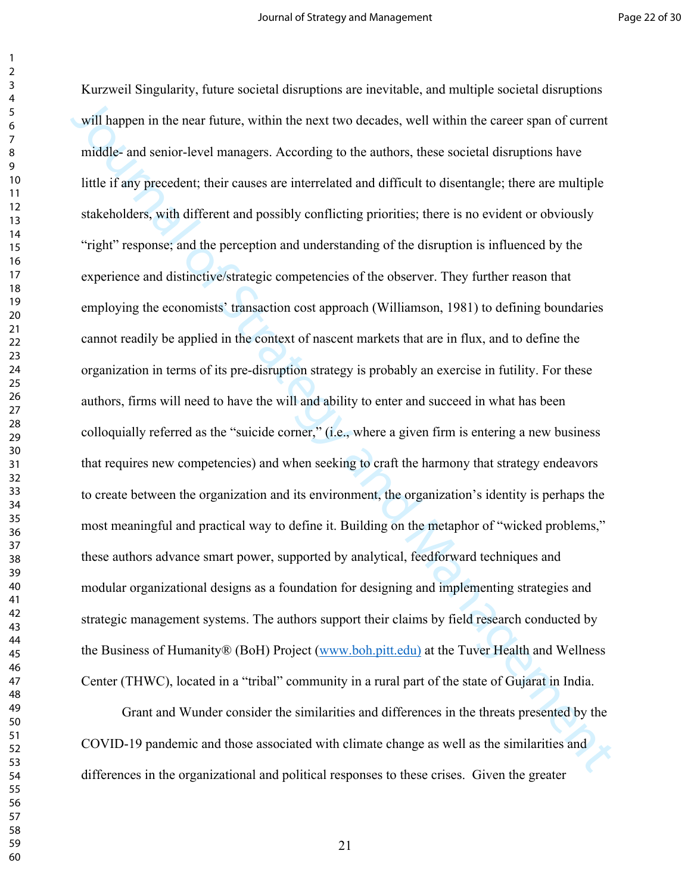Kurzweil Singularity, future societal disruptions are inevitable, and multiple societal disruptions will happen in the near future, within the next two decades, well within the career span of current middle- and senior-level managers. According to the authors, these societal disruptions have little if any precedent; their causes are interrelated and difficult to disentangle; there are multiple stakeholders, with different and possibly conflicting priorities; there is no evident or obviously "right" response; and the perception and understanding of the disruption is influenced by the experience and distinctive/strategic competencies of the observer. They further reason that employing the economists' transaction cost approach (Williamson, 1981) to defining boundaries cannot readily be applied in the context of nascent markets that are in flux, and to define the organization in terms of its pre-disruption strategy is probably an exercise in futility. For these authors, firms will need to have the will and ability to enter and succeed in what has been colloquially referred as the "suicide corner," (i.e., where a given firm is entering a new business that requires new competencies) and when seeking to craft the harmony that strategy endeavors to create between the organization and its environment, the organization's identity is perhaps the most meaningful and practical way to define it. Building on the metaphor of "wicked problems," these authors advance smart power, supported by analytical, feedforward techniques and modular organizational designs as a foundation for designing and implementing strategies and strategic management systems. The authors support their claims by field research conducted by the Business of Humanity® (BoH) Project (www.boh.pitt.edu) at the Tuver Health and Wellness Center (THWC), located in a "tribal" community in a rural part of the state of Gujarat in India.

Grant and Wunder consider the similarities and differences in the threats presented by the COVID-19 pandemic and those associated with climate change as well as the similarities and differences in the organizational and political responses to these crises. Given the greater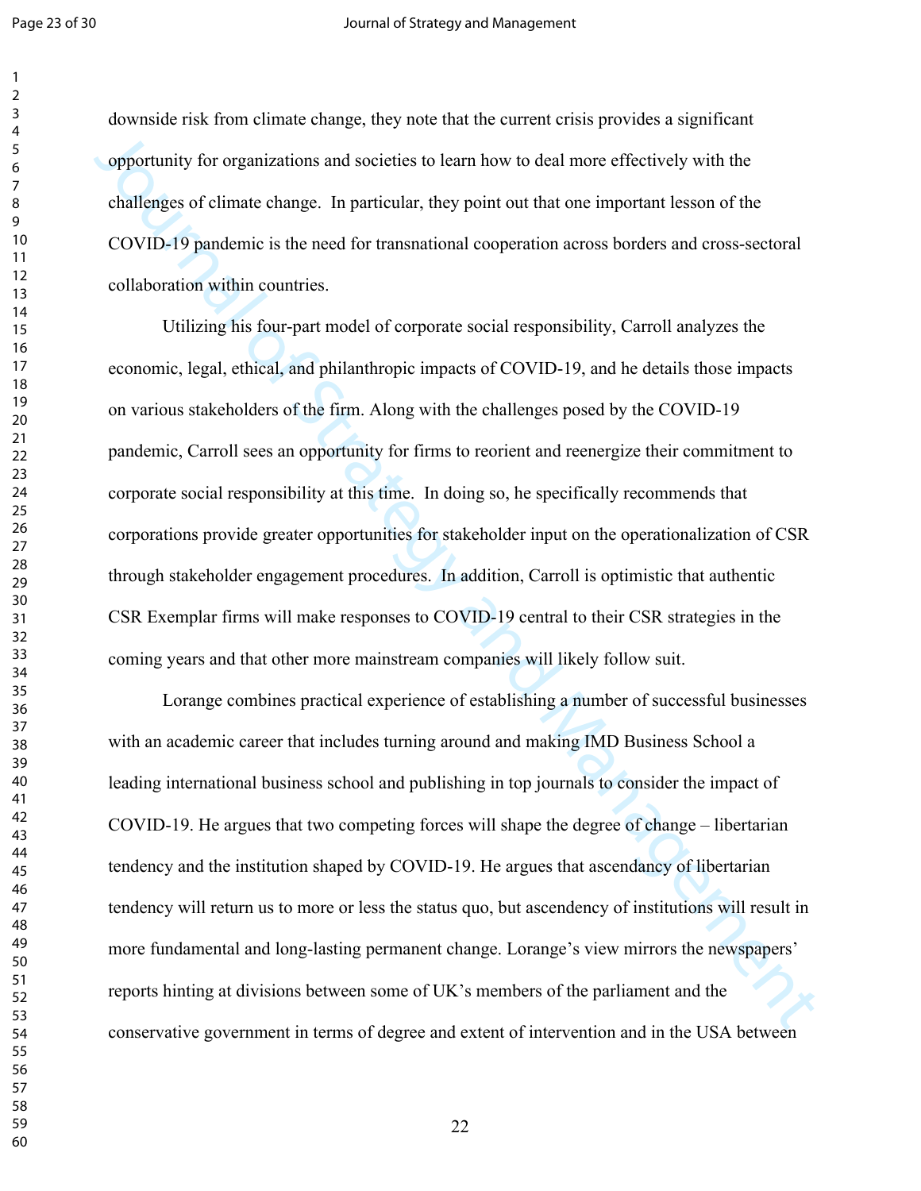downside risk from climate change, they note that the current crisis provides a significant opportunity for organizations and societies to learn how to deal more effectively with the challenges of climate change. In particular, they point out that one important lesson of the COVID-19 pandemic is the need for transnational cooperation across borders and cross-sectoral collaboration within countries.

Utilizing his four-part model of corporate social responsibility, Carroll analyzes the economic, legal, ethical, and philanthropic impacts of COVID-19, and he details those impacts on various stakeholders of the firm. Along with the challenges posed by the COVID-19 pandemic, Carroll sees an opportunity for firms to reorient and reenergize their commitment to corporate social responsibility at this time. In doing so, he specifically recommends that corporations provide greater opportunities for stakeholder input on the operationalization of CSR through stakeholder engagement procedures. In addition, Carroll is optimistic that authentic CSR Exemplar firms will make responses to COVID-19 central to their CSR strategies in the coming years and that other more mainstream companies will likely follow suit.

Lorange combines practical experience of establishing a number of successful businesses with an academic career that includes turning around and making IMD Business School a leading international business school and publishing in top journals to consider the impact of COVID-19. He argues that two competing forces will shape the degree of change – libertarian tendency and the institution shaped by COVID-19. He argues that ascendancy of libertarian tendency will return us to more or less the status quo, but ascendency of institutions will result in more fundamental and long-lasting permanent change. Lorange's view mirrors the newspapers' reports hinting at divisions between some of UK's members of the parliament and the conservative government in terms of degree and extent of intervention and in the USA between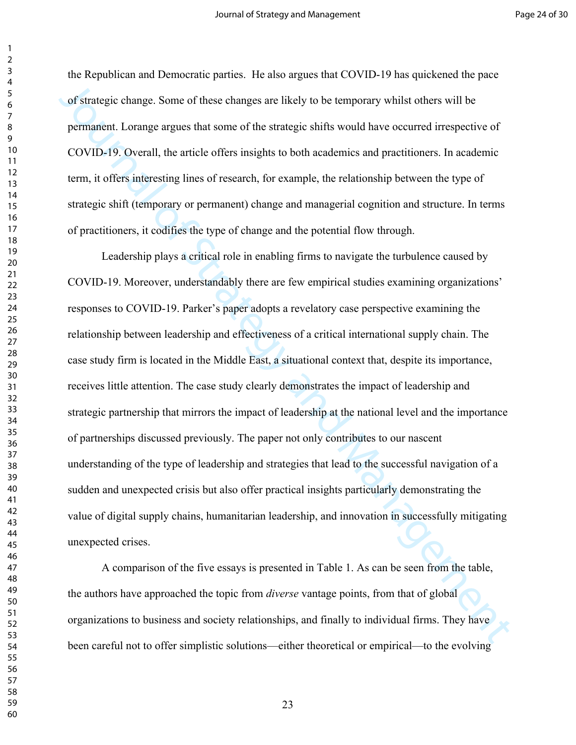the Republican and Democratic parties. He also argues that COVID-19 has quickened the pace of strategic change. Some of these changes are likely to be temporary whilst others will be permanent. Lorange argues that some of the strategic shifts would have occurred irrespective of COVID-19. Overall, the article offers insights to both academics and practitioners. In academic term, it offers interesting lines of research, for example, the relationship between the type of strategic shift (temporary or permanent) change and managerial cognition and structure. In terms of practitioners, it codifies the type of change and the potential flow through.

Leadership plays a critical role in enabling firms to navigate the turbulence caused by COVID-19. Moreover, understandably there are few empirical studies examining organizations' responses to COVID-19. Parker's paper adopts a revelatory case perspective examining the relationship between leadership and effectiveness of a critical international supply chain. The case study firm is located in the Middle East, a situational context that, despite its importance, receives little attention. The case study clearly demonstrates the impact of leadership and strategic partnership that mirrors the impact of leadership at the national level and the importance of partnerships discussed previously. The paper not only contributes to our nascent understanding of the type of leadership and strategies that lead to the successful navigation of a sudden and unexpected crisis but also offer practical insights particularly demonstrating the value of digital supply chains, humanitarian leadership, and innovation in successfully mitigating unexpected crises.

A comparison of the five essays is presented in Table 1. As can be seen from the table, the authors have approached the topic from *diverse* vantage points, from that of global organizations to business and society relationships, and finally to individual firms. They have been careful not to offer simplistic solutions—either theoretical or empirical—to the evolving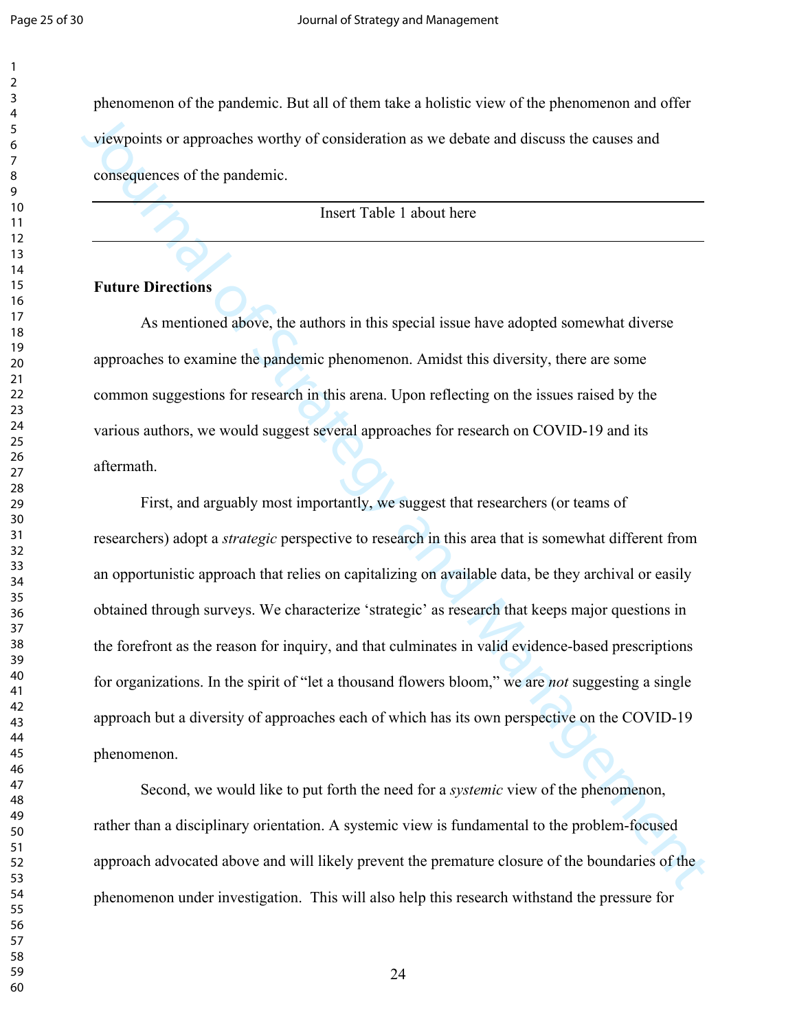phenomenon of the pandemic. But all of them take a holistic view of the phenomenon and offer viewpoints or approaches worthy of consideration as we debate and discuss the causes and consequences of the pandemic.

---

Insert Table 1 about here

---

**Future Directions**

As mentioned above, the authors in this special issue have adopted somewhat diverse approaches to examine the pandemic phenomenon. Amidst this diversity, there are some common suggestions for research in this arena. Upon reflecting on the issues raised by the various authors, we would suggest several approaches for research on COVID-19 and its aftermath.

First, and arguably most importantly, we suggest that researchers (or teams of researchers) adopt a *strategic* perspective to research in this area that is somewhat different from an opportunistic approach that relies on capitalizing on available data, be they archival or easily obtained through surveys. We characterize 'strategic' as research that keeps major questions in the forefront as the reason for inquiry, and that culminates in valid evidence-based prescriptions for organizations. In the spirit of "let a thousand flowers bloom," we are *not* suggesting a single approach but a diversity of approaches each of which has its own perspective on the COVID-19 phenomenon.

Second, we would like to put forth the need for a *systemic* view of the phenomenon, rather than a disciplinary orientation. A systemic view is fundamental to the problem-focused approach advocated above and will likely prevent the premature closure of the boundaries of the phenomenon under investigation. This will also help this research withstand the pressure for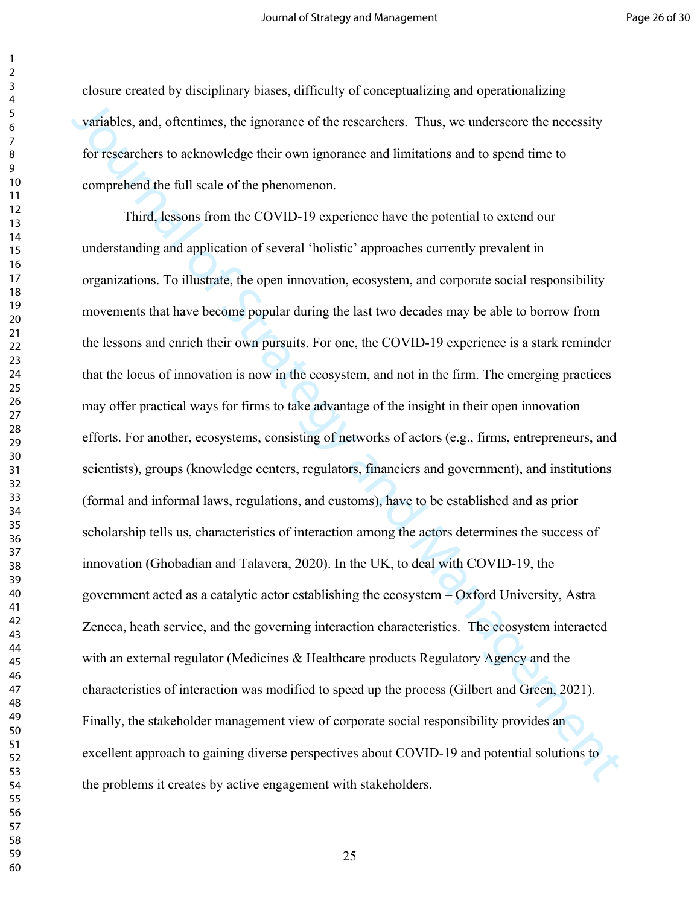closure created by disciplinary biases, difficulty of conceptualizing and operationalizing variables, and, oftentimes, the ignorance of the researchers. Thus, we underscore the necessity for researchers to acknowledge their own ignorance and limitations and to spend time to comprehend the full scale of the phenomenon.

Third, lessons from the COVID-19 experience have the potential to extend our understanding and application of several 'holistic' approaches currently prevalent in organizations. To illustrate, the open innovation, ecosystem, and corporate social responsibility movements that have become popular during the last two decades may be able to borrow from the lessons and enrich their own pursuits. For one, the COVID-19 experience is a stark reminder that the locus of innovation is now in the ecosystem, and not in the firm. The emerging practices may offer practical ways for firms to take advantage of the insight in their open innovation efforts. For another, ecosystems, consisting of networks of actors (e.g., firms, entrepreneurs, and scientists), groups (knowledge centers, regulators, financiers and government), and institutions (formal and informal laws, regulations, and customs), have to be established and as prior scholarship tells us, characteristics of interaction among the actors determines the success of innovation (Ghobadian and Talavera, 2020). In the UK, to deal with COVID-19, the government acted as a catalytic actor establishing the ecosystem – Oxford University, Astra Zeneca, heath service, and the governing interaction characteristics. The ecosystem interacted with an external regulator (Medicines & Healthcare products Regulatory Agency and the characteristics of interaction was modified to speed up the process (Gilbert and Green, 2021). Finally, the stakeholder management view of corporate social responsibility provides an excellent approach to gaining diverse perspectives about COVID-19 and potential solutions to the problems it creates by active engagement with stakeholders.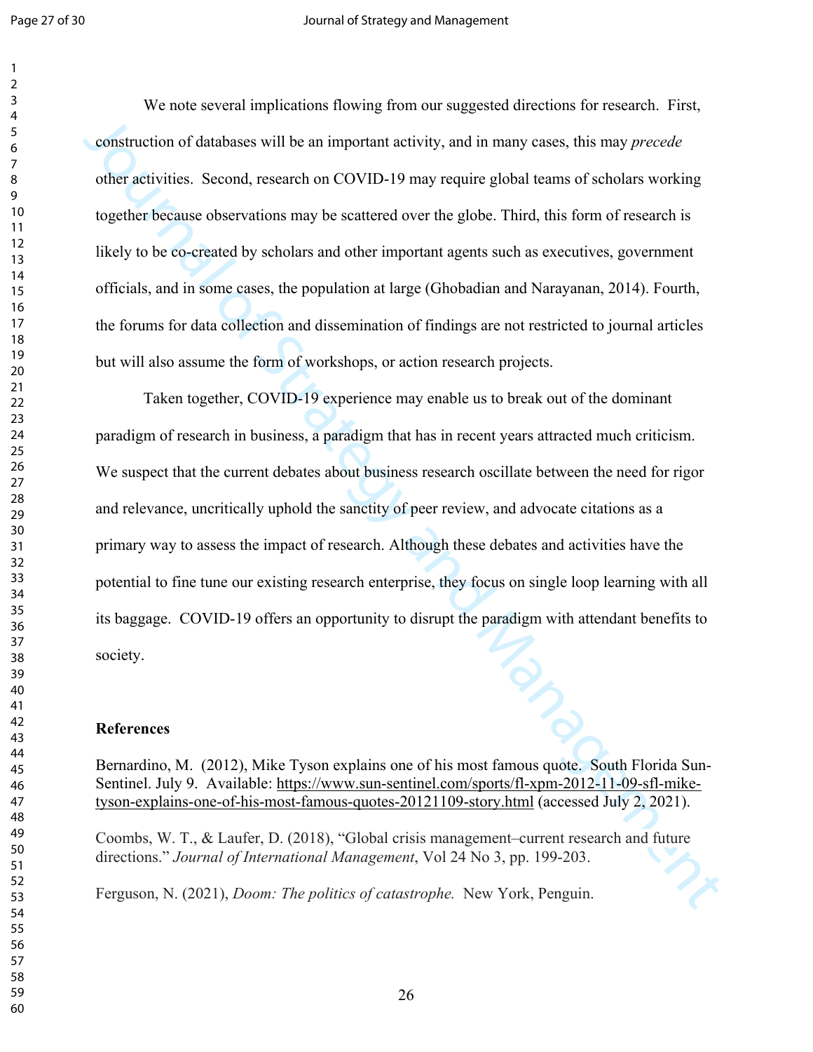We note several implications flowing from our suggested directions for research. First, construction of databases will be an important activity, and in many cases, this may *precede* other activities. Second, research on COVID-19 may require global teams of scholars working together because observations may be scattered over the globe. Third, this form of research is likely to be co-created by scholars and other important agents such as executives, government officials, and in some cases, the population at large (Ghobadian and Narayanan, 2014). Fourth, the forums for data collection and dissemination of findings are not restricted to journal articles but will also assume the form of workshops, or action research projects.

Taken together, COVID-19 experience may enable us to break out of the dominant paradigm of research in business, a paradigm that has in recent years attracted much criticism. We suspect that the current debates about business research oscillate between the need for rigor and relevance, uncritically uphold the sanctity of peer review, and advocate citations as a primary way to assess the impact of research. Although these debates and activities have the potential to fine tune our existing research enterprise, they focus on single loop learning with all its baggage. COVID-19 offers an opportunity to disrupt the paradigm with attendant benefits to society.

**References**

Bernardino, M. (2012), Mike Tyson explains one of his most famous quote. South Florida Sun-Sentinel. July 9. Available: https://www.sun-sentinel.com/sports/fl-xpm-2012-11-09-sfl-mike-tyson-explains-one-of-his-most-famous-quotes-20121109-story.html (accessed July 2, 2021).

Coombs, W. T., & Laufer, D. (2018), "Global crisis management–current research and future directions." *Journal of International Management*, Vol 24 No 3, pp. 199-203.

Ferguson, N. (2021), *Doom: The politics of catastrophe.* New York, Penguin.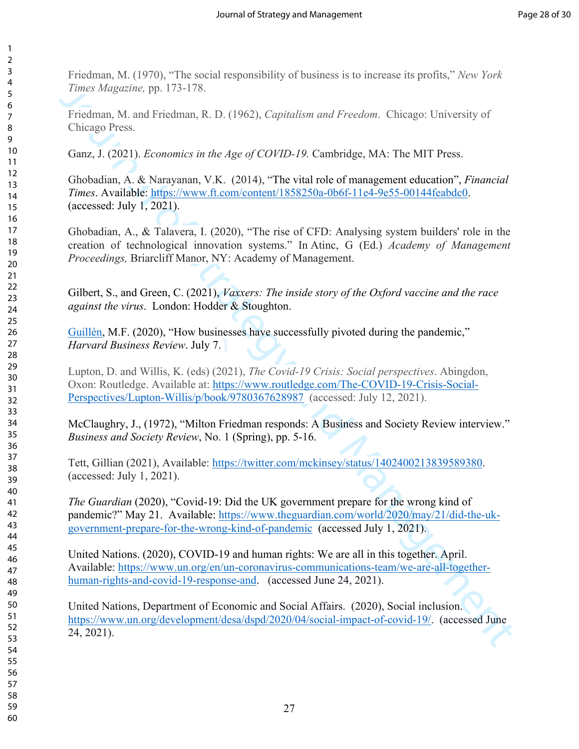Friedman, M. (1970), "The social responsibility of business is to increase its profits," *New York Times Magazine,* pp. 173-178.

Friedman, M. and Friedman, R. D. (1962), *Capitalism and Freedom*. Chicago: University of Chicago Press.

Ganz, J. (2021). *Economics in the Age of COVID-19.* Cambridge, MA: The MIT Press.

Ghobadian, A. & Narayanan, V.K. (2014), "The vital role of management education", *Financial Times*. Available: https://www.ft.com/content/1858250a-0b6f-11e4-9e55-00144feabdc0. (accessed: July 1, 2021).

Ghobadian, A., & Talavera, I. (2020), "The rise of CFD: Analysing system builders' role in the creation of technological innovation systems." In Atinc, G (Ed.) *Academy of Management Proceedings,* Briarcliff Manor, NY: Academy of Management.

Gilbert, S., and Green, C. (2021), *Vaxxers: The inside story of the Oxford vaccine and the race against the virus*. London: Hodder & Stoughton.

Guillén, M.F. (2020), "How businesses have successfully pivoted during the pandemic," *Harvard Business Review*. July 7.

Lupton, D. and Willis, K. (eds) (2021), *The Covid-19 Crisis: Social perspectives*. Abingdon, Oxon: Routledge. Available at: https://www.routledge.com/The-COVID-19-Crisis-Social-Perspectives/Lupton-Willis/p/book/9780367628987 (accessed: July 12, 2021).

McClaughry, J., (1972), "Milton Friedman responds: A Business and Society Review interview." *Business and Society Review*, No. 1 (Spring), pp. 5-16.

Tett, Gillian (2021), Available: https://twitter.com/mckinsey/status/1402400213839589380. (accessed: July 1, 2021).

*The Guardian* (2020), "Covid-19: Did the UK government prepare for the wrong kind of pandemic?" May 21. Available: https://www.theguardian.com/world/2020/may/21/did-the-uk-government-prepare-for-the-wrong-kind-of-pandemic (accessed July 1, 2021).

United Nations. (2020), COVID-19 and human rights: We are all in this together. April. Available: https://www.un.org/en/un-coronavirus-communications-team/we-are-all-together-human-rights-and-covid-19-response-and. (accessed June 24, 2021).

United Nations, Department of Economic and Social Affairs. (2020), Social inclusion. https://www.un.org/development/desa/dspd/2020/04/social-impact-of-covid-19/. (accessed June 24, 2021).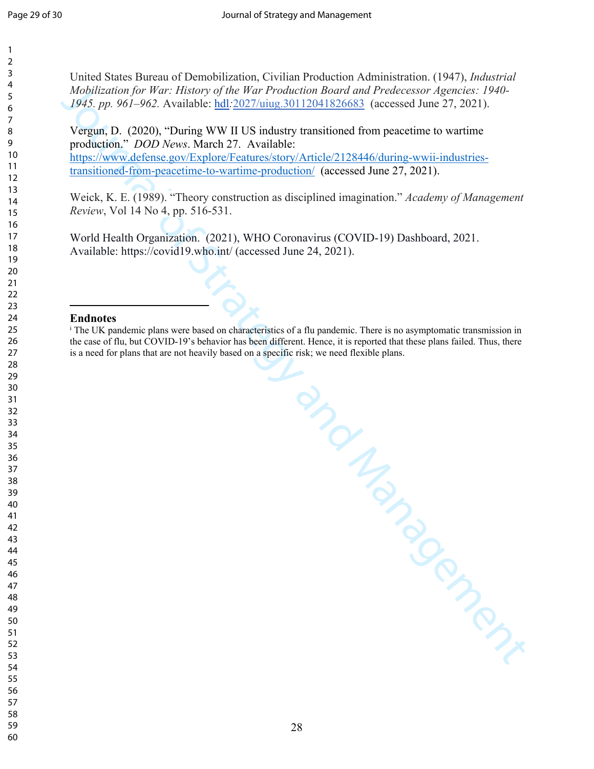United States Bureau of Demobilization, Civilian Production Administration. (1947), *Industrial Mobilization for War: History of the War Production Board and Predecessor Agencies: 1940-1945. pp. 961–962.* Available: hdl:2027/uiug.30112041826683 (accessed June 27, 2021).

Vergun, D. (2020), "During WW II US industry transitioned from peacetime to wartime production." *DOD News*. March 27. Available: https://www.defense.gov/Explore/Features/story/Article/2128446/during-wwii-industries-transitioned-from-peacetime-to-wartime-production/ (accessed June 27, 2021).

Weick, K. E. (1989). "Theory construction as disciplined imagination." *Academy of Management Review*, Vol 14 No 4, pp. 516-531.

World Health Organization. (2021), WHO Coronavirus (COVID-19) Dashboard, 2021. Available: https://covid19.who.int/ (accessed June 24, 2021).

---

**Endnotes**

[i] The UK pandemic plans were based on characteristics of a flu pandemic. There is no asymptomatic transmission in the case of flu, but COVID-19's behavior has been different. Hence, it is reported that these plans failed. Thus, there is a need for plans that are not heavily based on a specific risk; we need flexible plans.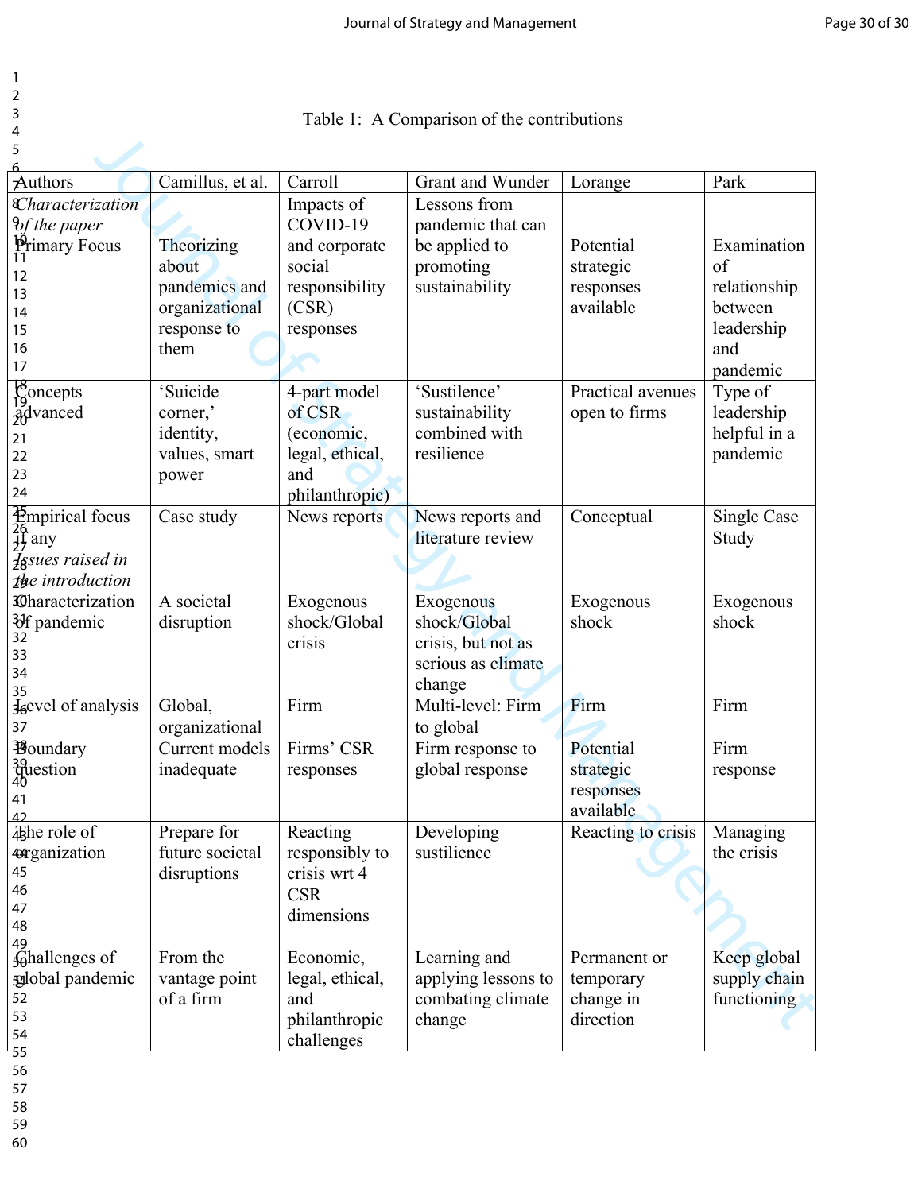Table 1: A Comparison of the contributions

| Authors | Camillus, et al. | Carroll | Grant and Wunder | Lorange | Park |
|---|---|---|---|---|---|
| *Characterization of the paper* Primary Focus | Theorizing about pandemics and organizational response to them | Impacts of COVID-19 and corporate social responsibility (CSR) responses | Lessons from pandemic that can be applied to promoting sustainability | Potential strategic responses available | Examination of relationship between leadership and pandemic |
| Concepts advanced | 'Suicide corner,' identity, values, smart power | 4-part model of CSR (economic, legal, ethical, and philanthropic) | 'Sustilence'—sustainability combined with resilience | Practical avenues open to firms | Type of leadership helpful in a pandemic |
| Empirical focus if any | Case study | News reports | News reports and literature review | Conceptual | Single Case Study |
| *Issues raised in the introduction* | | | | | |
| Characterization of pandemic | A societal disruption | Exogenous shock/Global crisis | Exogenous shock/Global crisis, but not as serious as climate change | Exogenous shock | Exogenous shock |
| Level of analysis | Global, organizational | Firm | Multi-level: Firm to global | Firm | Firm |
| Boundary question | Current models inadequate | Firms' CSR responses | Firm response to global response | Potential strategic responses available | Firm response |
| The role of organization | Prepare for future societal disruptions | Reacting responsibly to crisis wrt 4 CSR dimensions | Developing sustilience | Reacting to crisis | Managing the crisis |
| Challenges of global pandemic | From the vantage point of a firm | Economic, legal, ethical, and philanthropic challenges | Learning and applying lessons to combating climate change | Permanent or temporary change in direction | Keep global supply chain functioning |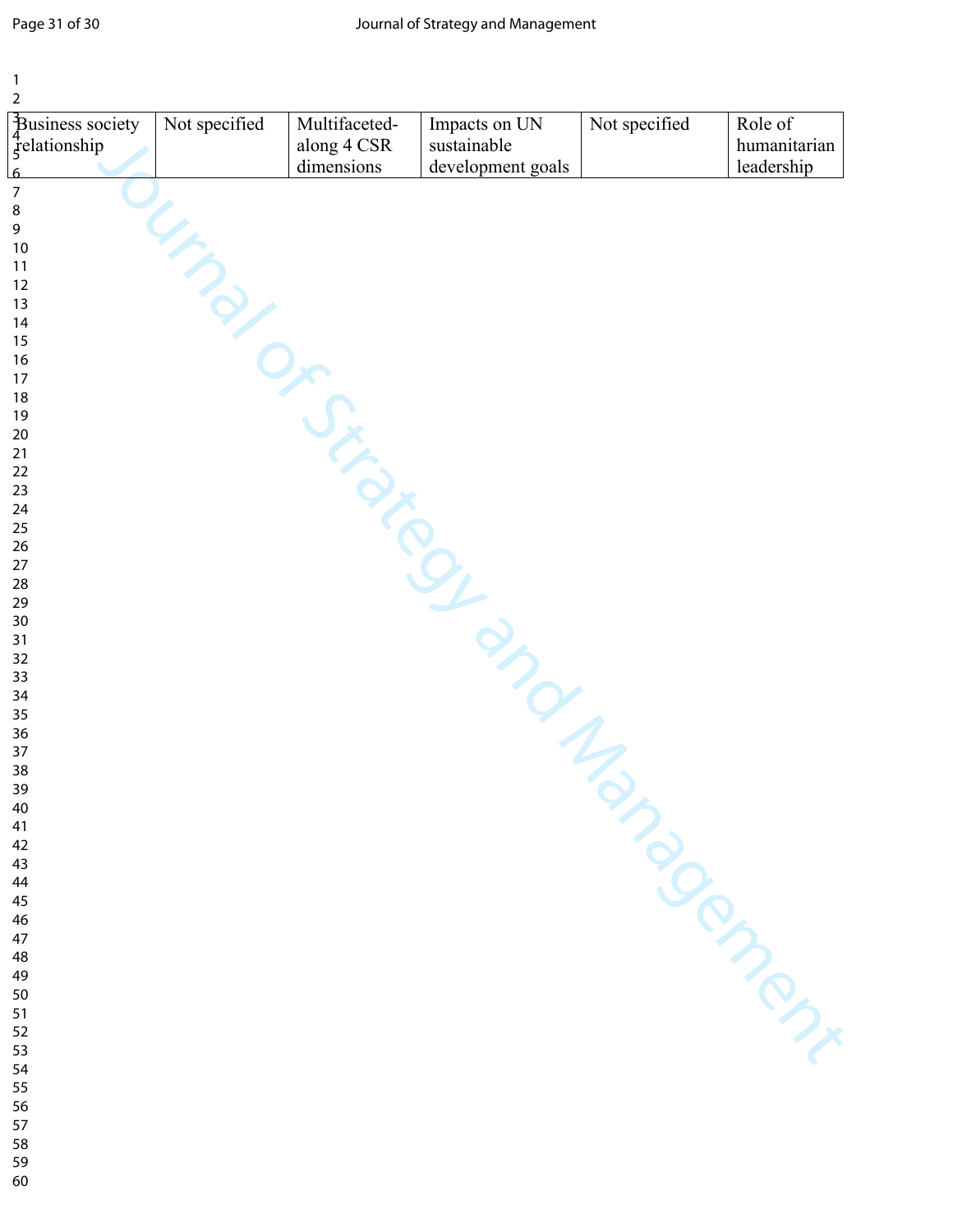| | | | | | |
|---|---|---|---|---|---|
| Business society relationship | Not specified | Multifaceted- along 4 CSR dimensions | Impacts on UN sustainable development goals | Not specified | Role of humanitarian leadership |